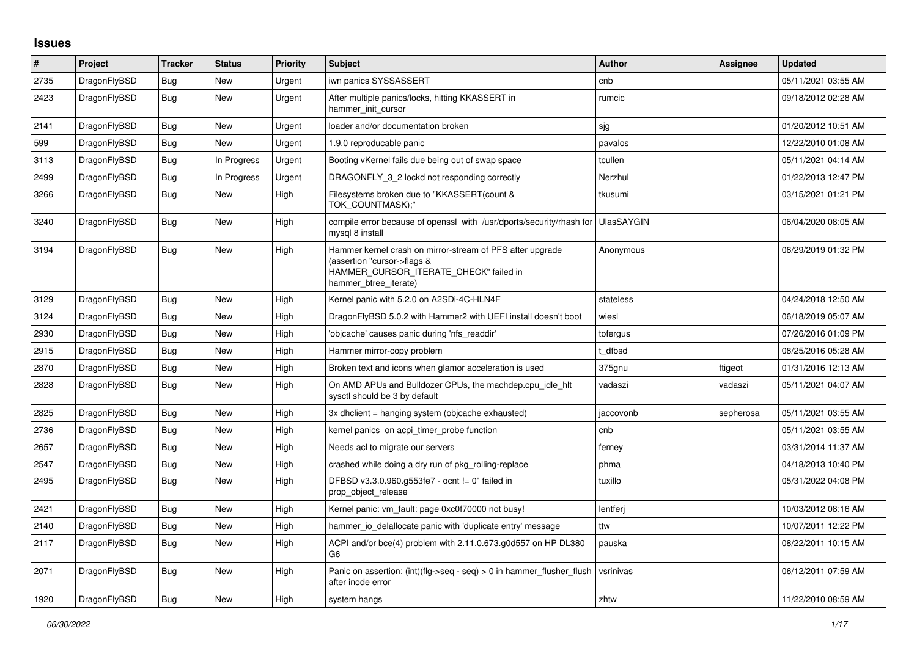## Issues

| # | Project | Tracker | Status | Priority | Subject | Author | Assignee | Updated |
|---|---|---|---|---|---|---|---|---|
| 2735 | DragonFlyBSD | Bug | New | Urgent | iwn panics SYSSASSERT | cnb | | 05/11/2021 03:55 AM |
| 2423 | DragonFlyBSD | Bug | New | Urgent | After multiple panics/locks, hitting KKASSERT in hammer_init_cursor | rumcic | | 09/18/2012 02:28 AM |
| 2141 | DragonFlyBSD | Bug | New | Urgent | loader and/or documentation broken | sjg | | 01/20/2012 10:51 AM |
| 599 | DragonFlyBSD | Bug | New | Urgent | 1.9.0 reproducable panic | pavalos | | 12/22/2010 01:08 AM |
| 3113 | DragonFlyBSD | Bug | In Progress | Urgent | Booting vKernel fails due being out of swap space | tcullen | | 05/11/2021 04:14 AM |
| 2499 | DragonFlyBSD | Bug | In Progress | Urgent | DRAGONFLY_3_2 lockd not responding correctly | Nerzhul | | 01/22/2013 12:47 PM |
| 3266 | DragonFlyBSD | Bug | New | High | Filesystems broken due to "KKASSERT(count & TOK_COUNTMASK);" | tkusumi | | 03/15/2021 01:21 PM |
| 3240 | DragonFlyBSD | Bug | New | High | compile error because of openssl with /usr/dports/security/rhash for mysql 8 install | UlasSAYGIN | | 06/04/2020 08:05 AM |
| 3194 | DragonFlyBSD | Bug | New | High | Hammer kernel crash on mirror-stream of PFS after upgrade (assertion "cursor->flags & HAMMER_CURSOR_ITERATE_CHECK" failed in hammer_btree_iterate) | Anonymous | | 06/29/2019 01:32 PM |
| 3129 | DragonFlyBSD | Bug | New | High | Kernel panic with 5.2.0 on A2SDi-4C-HLN4F | stateless | | 04/24/2018 12:50 AM |
| 3124 | DragonFlyBSD | Bug | New | High | DragonFlyBSD 5.0.2 with Hammer2 with UEFI install doesn't boot | wiesl | | 06/18/2019 05:07 AM |
| 2930 | DragonFlyBSD | Bug | New | High | 'objcache' causes panic during 'nfs_readdir' | tofergus | | 07/26/2016 01:09 PM |
| 2915 | DragonFlyBSD | Bug | New | High | Hammer mirror-copy problem | t_dfbsd | | 08/25/2016 05:28 AM |
| 2870 | DragonFlyBSD | Bug | New | High | Broken text and icons when glamor acceleration is used | 375gnu | ftigeot | 01/31/2016 12:13 AM |
| 2828 | DragonFlyBSD | Bug | New | High | On AMD APUs and Bulldozer CPUs, the machdep.cpu_idle_hlt sysctl should be 3 by default | vadaszi | vadaszi | 05/11/2021 04:07 AM |
| 2825 | DragonFlyBSD | Bug | New | High | 3x dhclient = hanging system (objcache exhausted) | jaccovonb | sepherosa | 05/11/2021 03:55 AM |
| 2736 | DragonFlyBSD | Bug | New | High | kernel panics on acpi_timer_probe function | cnb | | 05/11/2021 03:55 AM |
| 2657 | DragonFlyBSD | Bug | New | High | Needs acl to migrate our servers | ferney | | 03/31/2014 11:37 AM |
| 2547 | DragonFlyBSD | Bug | New | High | crashed while doing a dry run of pkg_rolling-replace | phma | | 04/18/2013 10:40 PM |
| 2495 | DragonFlyBSD | Bug | New | High | DFBSD v3.3.0.960.g553fe7 - ocnt != 0" failed in prop_object_release | tuxillo | | 05/31/2022 04:08 PM |
| 2421 | DragonFlyBSD | Bug | New | High | Kernel panic: vm_fault: page 0xc0f70000 not busy! | lentferj | | 10/03/2012 08:16 AM |
| 2140 | DragonFlyBSD | Bug | New | High | hammer_io_delallocate panic with 'duplicate entry' message | ttw | | 10/07/2011 12:22 PM |
| 2117 | DragonFlyBSD | Bug | New | High | ACPI and/or bce(4) problem with 2.11.0.673.g0d557 on HP DL380 G6 | pauska | | 08/22/2011 10:15 AM |
| 2071 | DragonFlyBSD | Bug | New | High | Panic on assertion: (int)(flg->seq - seq) > 0 in hammer_flusher_flush after inode error | vsrinivas | | 06/12/2011 07:59 AM |
| 1920 | DragonFlyBSD | Bug | New | High | system hangs | zhtw | | 11/22/2010 08:59 AM |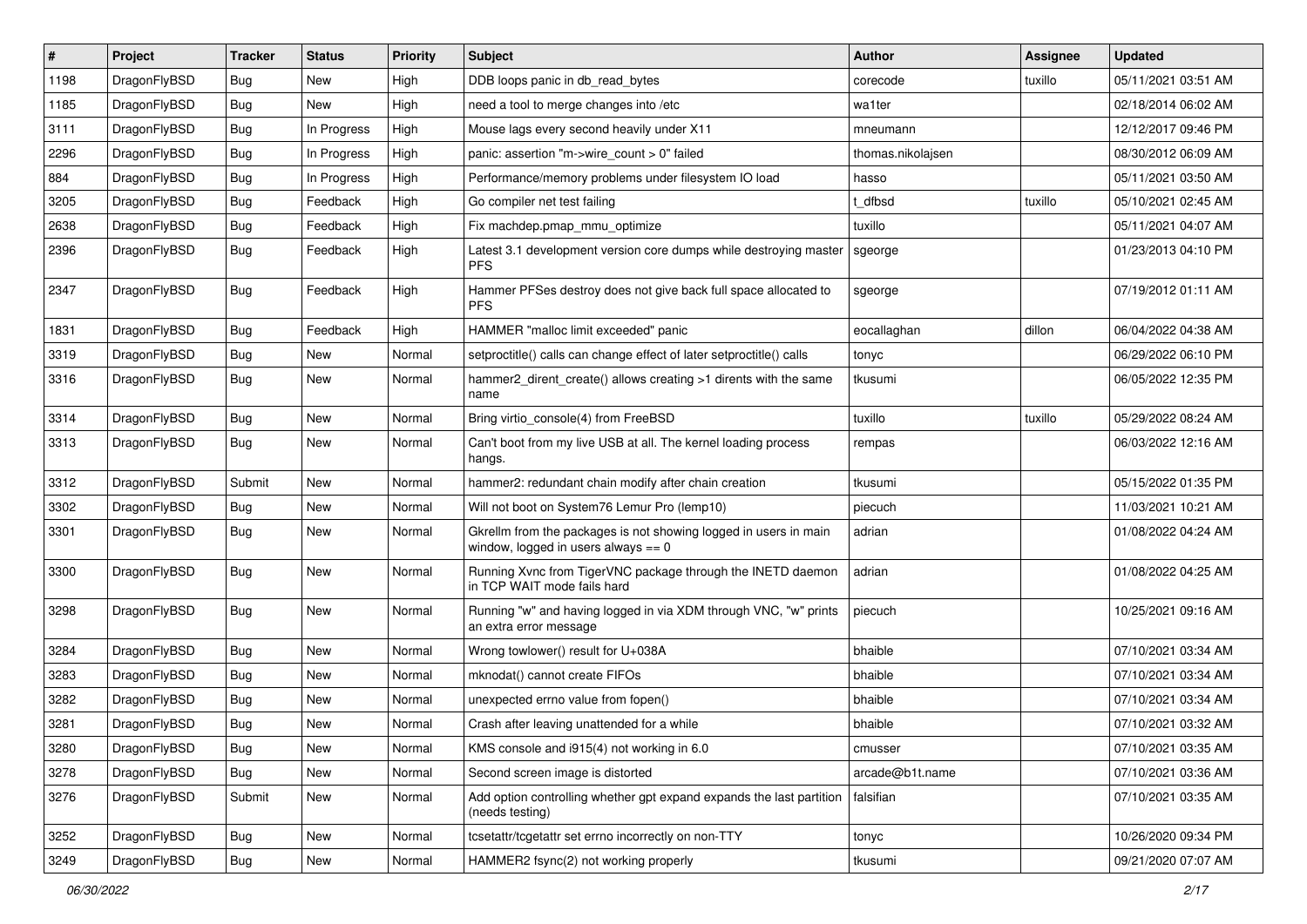| # | Project | Tracker | Status | Priority | Subject | Author | Assignee | Updated |
|---|---|---|---|---|---|---|---|---|
| 1198 | DragonFlyBSD | Bug | New | High | DDB loops panic in db_read_bytes | corecode | tuxillo | 05/11/2021 03:51 AM |
| 1185 | DragonFlyBSD | Bug | New | High | need a tool to merge changes into /etc | wa1ter | | 02/18/2014 06:02 AM |
| 3111 | DragonFlyBSD | Bug | In Progress | High | Mouse lags every second heavily under X11 | mneumann | | 12/12/2017 09:46 PM |
| 2296 | DragonFlyBSD | Bug | In Progress | High | panic: assertion "m->wire_count > 0" failed | thomas.nikolajsen | | 08/30/2012 06:09 AM |
| 884 | DragonFlyBSD | Bug | In Progress | High | Performance/memory problems under filesystem IO load | hasso | | 05/11/2021 03:50 AM |
| 3205 | DragonFlyBSD | Bug | Feedback | High | Go compiler net test failing | t_dfbsd | tuxillo | 05/10/2021 02:45 AM |
| 2638 | DragonFlyBSD | Bug | Feedback | High | Fix machdep.pmap_mmu_optimize | tuxillo | | 05/11/2021 04:07 AM |
| 2396 | DragonFlyBSD | Bug | Feedback | High | Latest 3.1 development version core dumps while destroying master PFS | sgeorge | | 01/23/2013 04:10 PM |
| 2347 | DragonFlyBSD | Bug | Feedback | High | Hammer PFSes destroy does not give back full space allocated to PFS | sgeorge | | 07/19/2012 01:11 AM |
| 1831 | DragonFlyBSD | Bug | Feedback | High | HAMMER "malloc limit exceeded" panic | eocallaghan | dillon | 06/04/2022 04:38 AM |
| 3319 | DragonFlyBSD | Bug | New | Normal | setproctitle() calls can change effect of later setproctitle() calls | tonyc | | 06/29/2022 06:10 PM |
| 3316 | DragonFlyBSD | Bug | New | Normal | hammer2_dirent_create() allows creating >1 dirents with the same name | tkusumi | | 06/05/2022 12:35 PM |
| 3314 | DragonFlyBSD | Bug | New | Normal | Bring virtio_console(4) from FreeBSD | tuxillo | tuxillo | 05/29/2022 08:24 AM |
| 3313 | DragonFlyBSD | Bug | New | Normal | Can't boot from my live USB at all. The kernel loading process hangs. | rempas | | 06/03/2022 12:16 AM |
| 3312 | DragonFlyBSD | Submit | New | Normal | hammer2: redundant chain modify after chain creation | tkusumi | | 05/15/2022 01:35 PM |
| 3302 | DragonFlyBSD | Bug | New | Normal | Will not boot on System76 Lemur Pro (lemp10) | piecuch | | 11/03/2021 10:21 AM |
| 3301 | DragonFlyBSD | Bug | New | Normal | Gkrellm from the packages is not showing logged in users in main window, logged in users always == 0 | adrian | | 01/08/2022 04:24 AM |
| 3300 | DragonFlyBSD | Bug | New | Normal | Running Xvnc from TigerVNC package through the INETD daemon in TCP WAIT mode fails hard | adrian | | 01/08/2022 04:25 AM |
| 3298 | DragonFlyBSD | Bug | New | Normal | Running "w" and having logged in via XDM through VNC, "w" prints an extra error message | piecuch | | 10/25/2021 09:16 AM |
| 3284 | DragonFlyBSD | Bug | New | Normal | Wrong towlower() result for U+038A | bhaible | | 07/10/2021 03:34 AM |
| 3283 | DragonFlyBSD | Bug | New | Normal | mknodat() cannot create FIFOs | bhaible | | 07/10/2021 03:34 AM |
| 3282 | DragonFlyBSD | Bug | New | Normal | unexpected errno value from fopen() | bhaible | | 07/10/2021 03:34 AM |
| 3281 | DragonFlyBSD | Bug | New | Normal | Crash after leaving unattended for a while | bhaible | | 07/10/2021 03:32 AM |
| 3280 | DragonFlyBSD | Bug | New | Normal | KMS console and i915(4) not working in 6.0 | cmusser | | 07/10/2021 03:35 AM |
| 3278 | DragonFlyBSD | Bug | New | Normal | Second screen image is distorted | arcade@b1t.name | | 07/10/2021 03:36 AM |
| 3276 | DragonFlyBSD | Submit | New | Normal | Add option controlling whether gpt expand expands the last partition (needs testing) | falsifian | | 07/10/2021 03:35 AM |
| 3252 | DragonFlyBSD | Bug | New | Normal | tcsetattr/tcgetattr set errno incorrectly on non-TTY | tonyc | | 10/26/2020 09:34 PM |
| 3249 | DragonFlyBSD | Bug | New | Normal | HAMMER2 fsync(2) not working properly | tkusumi | | 09/21/2020 07:07 AM |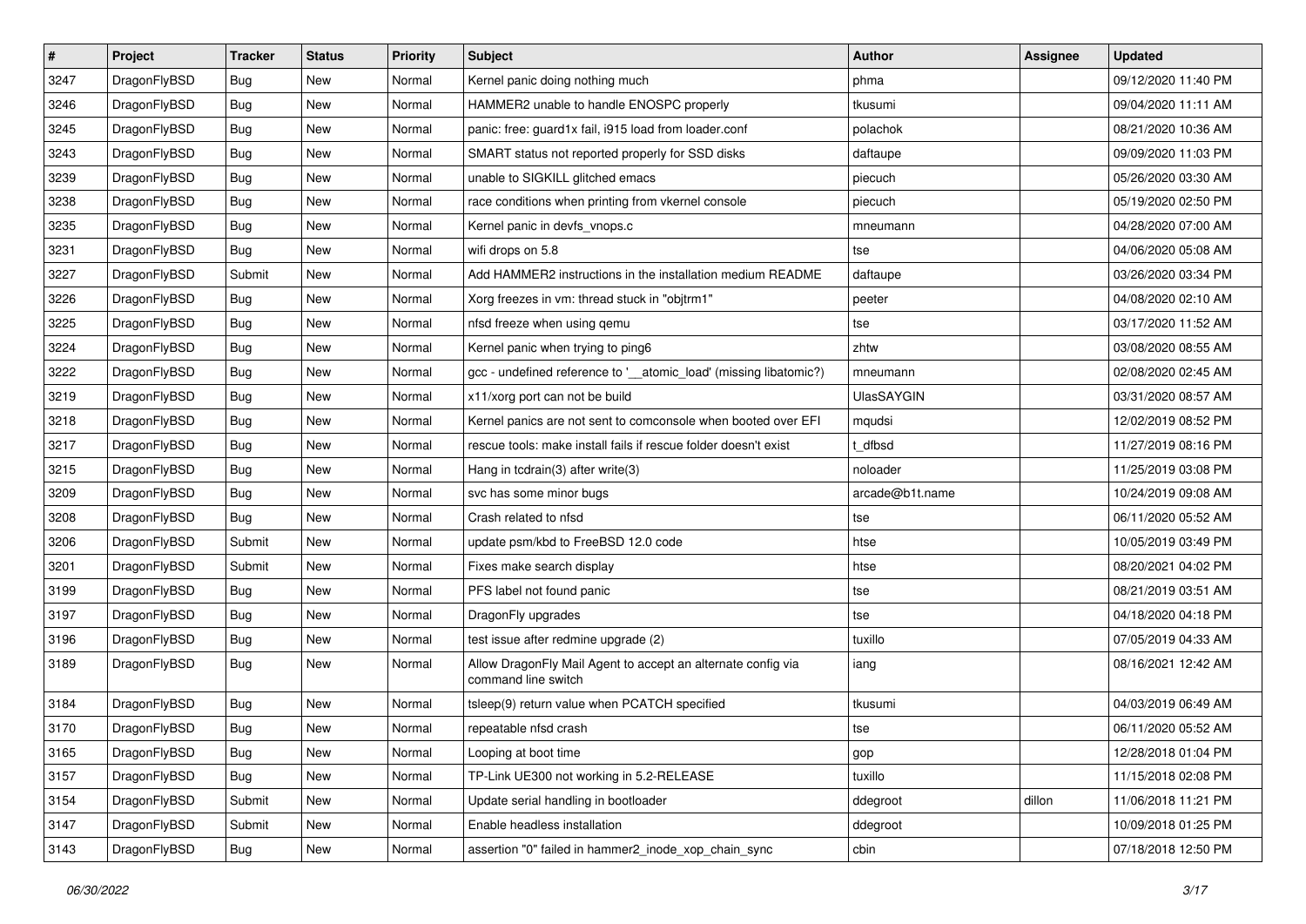| # | Project | Tracker | Status | Priority | Subject | Author | Assignee | Updated |
|---|---|---|---|---|---|---|---|---|
| 3247 | DragonFlyBSD | Bug | New | Normal | Kernel panic doing nothing much | phma | | 09/12/2020 11:40 PM |
| 3246 | DragonFlyBSD | Bug | New | Normal | HAMMER2 unable to handle ENOSPC properly | tkusumi | | 09/04/2020 11:11 AM |
| 3245 | DragonFlyBSD | Bug | New | Normal | panic: free: guard1x fail, i915 load from loader.conf | polachok | | 08/21/2020 10:36 AM |
| 3243 | DragonFlyBSD | Bug | New | Normal | SMART status not reported properly for SSD disks | daftaupe | | 09/09/2020 11:03 PM |
| 3239 | DragonFlyBSD | Bug | New | Normal | unable to SIGKILL glitched emacs | piecuch | | 05/26/2020 03:30 AM |
| 3238 | DragonFlyBSD | Bug | New | Normal | race conditions when printing from vkernel console | piecuch | | 05/19/2020 02:50 PM |
| 3235 | DragonFlyBSD | Bug | New | Normal | Kernel panic in devfs_vnops.c | mneumann | | 04/28/2020 07:00 AM |
| 3231 | DragonFlyBSD | Bug | New | Normal | wifi drops on 5.8 | tse | | 04/06/2020 05:08 AM |
| 3227 | DragonFlyBSD | Submit | New | Normal | Add HAMMER2 instructions in the installation medium README | daftaupe | | 03/26/2020 03:34 PM |
| 3226 | DragonFlyBSD | Bug | New | Normal | Xorg freezes in vm: thread stuck in "objtrm1" | peeter | | 04/08/2020 02:10 AM |
| 3225 | DragonFlyBSD | Bug | New | Normal | nfsd freeze when using qemu | tse | | 03/17/2020 11:52 AM |
| 3224 | DragonFlyBSD | Bug | New | Normal | Kernel panic when trying to ping6 | zhtw | | 03/08/2020 08:55 AM |
| 3222 | DragonFlyBSD | Bug | New | Normal | gcc - undefined reference to '__atomic_load' (missing libatomic?) | mneumann | | 02/08/2020 02:45 AM |
| 3219 | DragonFlyBSD | Bug | New | Normal | x11/xorg port can not be build | UlasSAYGIN | | 03/31/2020 08:57 AM |
| 3218 | DragonFlyBSD | Bug | New | Normal | Kernel panics are not sent to comconsole when booted over EFI | mqudsi | | 12/02/2019 08:52 PM |
| 3217 | DragonFlyBSD | Bug | New | Normal | rescue tools: make install fails if rescue folder doesn't exist | t_dfbsd | | 11/27/2019 08:16 PM |
| 3215 | DragonFlyBSD | Bug | New | Normal | Hang in tcdrain(3) after write(3) | noloader | | 11/25/2019 03:08 PM |
| 3209 | DragonFlyBSD | Bug | New | Normal | svc has some minor bugs | arcade@b1t.name | | 10/24/2019 09:08 AM |
| 3208 | DragonFlyBSD | Bug | New | Normal | Crash related to nfsd | tse | | 06/11/2020 05:52 AM |
| 3206 | DragonFlyBSD | Submit | New | Normal | update psm/kbd to FreeBSD 12.0 code | htse | | 10/05/2019 03:49 PM |
| 3201 | DragonFlyBSD | Submit | New | Normal | Fixes make search display | htse | | 08/20/2021 04:02 PM |
| 3199 | DragonFlyBSD | Bug | New | Normal | PFS label not found panic | tse | | 08/21/2019 03:51 AM |
| 3197 | DragonFlyBSD | Bug | New | Normal | DragonFly upgrades | tse | | 04/18/2020 04:18 PM |
| 3196 | DragonFlyBSD | Bug | New | Normal | test issue after redmine upgrade (2) | tuxillo | | 07/05/2019 04:33 AM |
| 3189 | DragonFlyBSD | Bug | New | Normal | Allow DragonFly Mail Agent to accept an alternate config via command line switch | iang | | 08/16/2021 12:42 AM |
| 3184 | DragonFlyBSD | Bug | New | Normal | tsleep(9) return value when PCATCH specified | tkusumi | | 04/03/2019 06:49 AM |
| 3170 | DragonFlyBSD | Bug | New | Normal | repeatable nfsd crash | tse | | 06/11/2020 05:52 AM |
| 3165 | DragonFlyBSD | Bug | New | Normal | Looping at boot time | gop | | 12/28/2018 01:04 PM |
| 3157 | DragonFlyBSD | Bug | New | Normal | TP-Link UE300 not working in 5.2-RELEASE | tuxillo | | 11/15/2018 02:08 PM |
| 3154 | DragonFlyBSD | Submit | New | Normal | Update serial handling in bootloader | ddegroot | dillon | 11/06/2018 11:21 PM |
| 3147 | DragonFlyBSD | Submit | New | Normal | Enable headless installation | ddegroot | | 10/09/2018 01:25 PM |
| 3143 | DragonFlyBSD | Bug | New | Normal | assertion "0" failed in hammer2_inode_xop_chain_sync | cbin | | 07/18/2018 12:50 PM |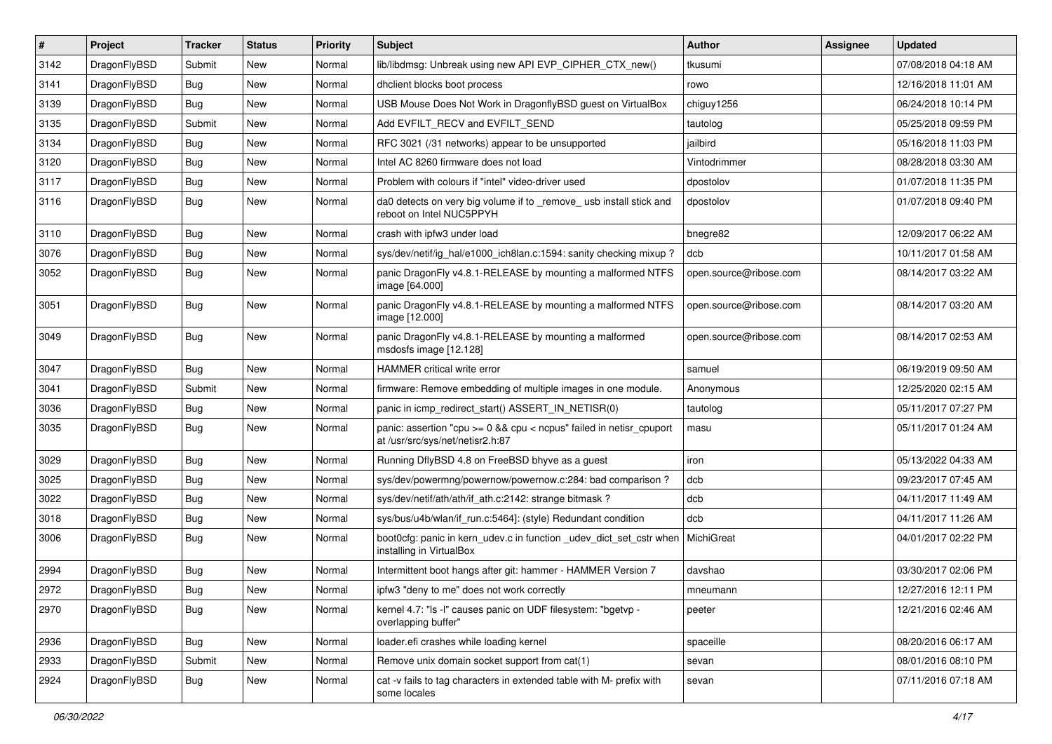| # | Project | Tracker | Status | Priority | Subject | Author | Assignee | Updated |
|---|---|---|---|---|---|---|---|---|
| 3142 | DragonFlyBSD | Submit | New | Normal | lib/libdmsg: Unbreak using new API EVP_CIPHER_CTX_new() | tkusumi | | 07/08/2018 04:18 AM |
| 3141 | DragonFlyBSD | Bug | New | Normal | dhclient blocks boot process | rowo | | 12/16/2018 11:01 AM |
| 3139 | DragonFlyBSD | Bug | New | Normal | USB Mouse Does Not Work in DragonflyBSD guest on VirtualBox | chiguy1256 | | 06/24/2018 10:14 PM |
| 3135 | DragonFlyBSD | Submit | New | Normal | Add EVFILT_RECV and EVFILT_SEND | tautolog | | 05/25/2018 09:59 PM |
| 3134 | DragonFlyBSD | Bug | New | Normal | RFC 3021 (/31 networks) appear to be unsupported | jailbird | | 05/16/2018 11:03 PM |
| 3120 | DragonFlyBSD | Bug | New | Normal | Intel AC 8260 firmware does not load | Vintodrimmer | | 08/28/2018 03:30 AM |
| 3117 | DragonFlyBSD | Bug | New | Normal | Problem with colours if "intel" video-driver used | dpostolov | | 01/07/2018 11:35 PM |
| 3116 | DragonFlyBSD | Bug | New | Normal | da0 detects on very big volume if to _remove_ usb install stick and reboot on Intel NUC5PPYH | dpostolov | | 01/07/2018 09:40 PM |
| 3110 | DragonFlyBSD | Bug | New | Normal | crash with ipfw3 under load | bnegre82 | | 12/09/2017 06:22 AM |
| 3076 | DragonFlyBSD | Bug | New | Normal | sys/dev/netif/ig_hal/e1000_ich8lan.c:1594: sanity checking mixup ? | dcb | | 10/11/2017 01:58 AM |
| 3052 | DragonFlyBSD | Bug | New | Normal | panic DragonFly v4.8.1-RELEASE by mounting a malformed NTFS image [64.000] | open.source@ribose.com | | 08/14/2017 03:22 AM |
| 3051 | DragonFlyBSD | Bug | New | Normal | panic DragonFly v4.8.1-RELEASE by mounting a malformed NTFS image [12.000] | open.source@ribose.com | | 08/14/2017 03:20 AM |
| 3049 | DragonFlyBSD | Bug | New | Normal | panic DragonFly v4.8.1-RELEASE by mounting a malformed msdosfs image [12.128] | open.source@ribose.com | | 08/14/2017 02:53 AM |
| 3047 | DragonFlyBSD | Bug | New | Normal | HAMMER critical write error | samuel | | 06/19/2019 09:50 AM |
| 3041 | DragonFlyBSD | Submit | New | Normal | firmware: Remove embedding of multiple images in one module. | Anonymous | | 12/25/2020 02:15 AM |
| 3036 | DragonFlyBSD | Bug | New | Normal | panic in icmp_redirect_start() ASSERT_IN_NETISR(0) | tautolog | | 05/11/2017 07:27 PM |
| 3035 | DragonFlyBSD | Bug | New | Normal | panic: assertion "cpu >= 0 && cpu < ncpus" failed in netisr_cpuport at /usr/src/sys/net/netisr2.h:87 | masu | | 05/11/2017 01:24 AM |
| 3029 | DragonFlyBSD | Bug | New | Normal | Running DflyBSD 4.8 on FreeBSD bhyve as a guest | iron | | 05/13/2022 04:33 AM |
| 3025 | DragonFlyBSD | Bug | New | Normal | sys/dev/powermng/powernow/powernow.c:284: bad comparison ? | dcb | | 09/23/2017 07:45 AM |
| 3022 | DragonFlyBSD | Bug | New | Normal | sys/dev/netif/ath/ath/if_ath.c:2142: strange bitmask ? | dcb | | 04/11/2017 11:49 AM |
| 3018 | DragonFlyBSD | Bug | New | Normal | sys/bus/u4b/wlan/if_run.c:5464]: (style) Redundant condition | dcb | | 04/11/2017 11:26 AM |
| 3006 | DragonFlyBSD | Bug | New | Normal | boot0cfg: panic in kern_udev.c in function _udev_dict_set_cstr when installing in VirtualBox | MichiGreat | | 04/01/2017 02:22 PM |
| 2994 | DragonFlyBSD | Bug | New | Normal | Intermittent boot hangs after git: hammer - HAMMER Version 7 | davshao | | 03/30/2017 02:06 PM |
| 2972 | DragonFlyBSD | Bug | New | Normal | ipfw3 "deny to me" does not work correctly | mneumann | | 12/27/2016 12:11 PM |
| 2970 | DragonFlyBSD | Bug | New | Normal | kernel 4.7: "ls -l" causes panic on UDF filesystem: "bgetvp - overlapping buffer" | peeter | | 12/21/2016 02:46 AM |
| 2936 | DragonFlyBSD | Bug | New | Normal | loader.efi crashes while loading kernel | spaceille | | 08/20/2016 06:17 AM |
| 2933 | DragonFlyBSD | Submit | New | Normal | Remove unix domain socket support from cat(1) | sevan | | 08/01/2016 08:10 PM |
| 2924 | DragonFlyBSD | Bug | New | Normal | cat -v fails to tag characters in extended table with M- prefix with some locales | sevan | | 07/11/2016 07:18 AM |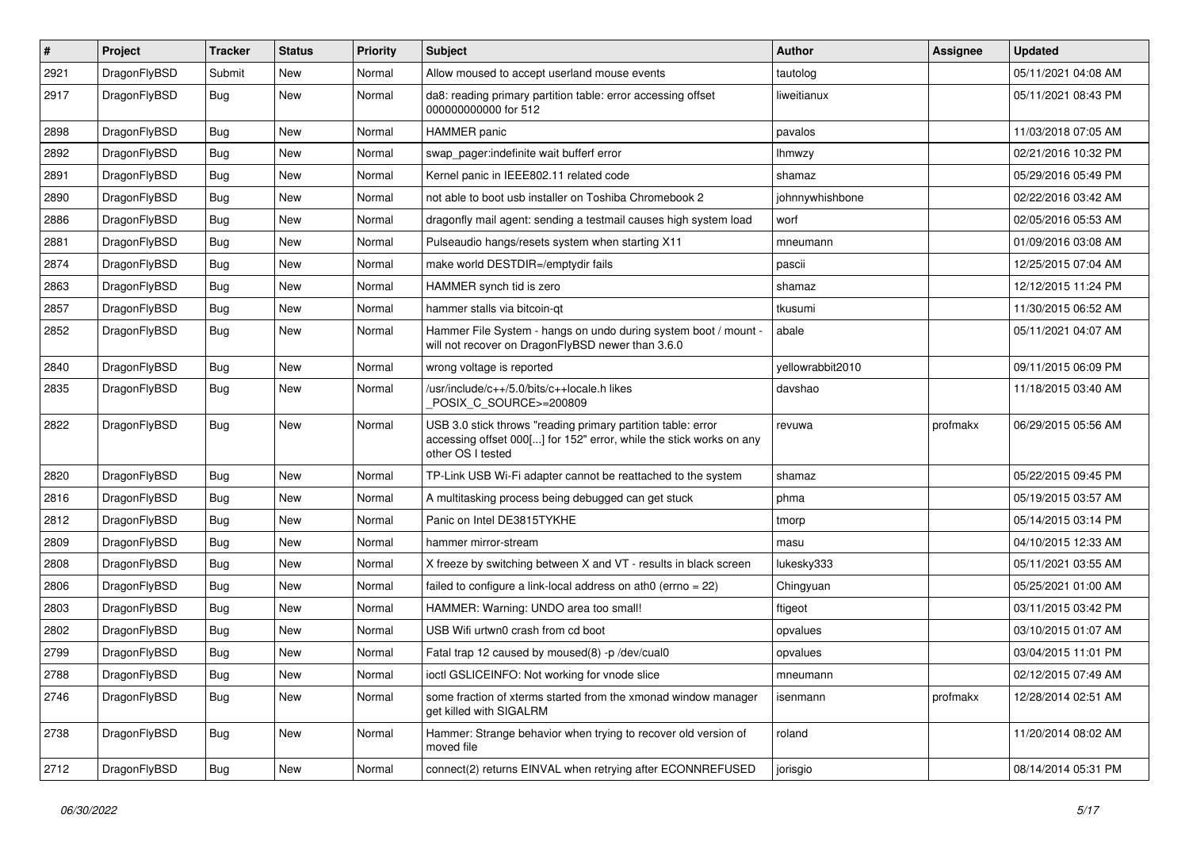| # | Project | Tracker | Status | Priority | Subject | Author | Assignee | Updated |
|---|---|---|---|---|---|---|---|---|
| 2921 | DragonFlyBSD | Submit | New | Normal | Allow moused to accept userland mouse events | tautolog | | 05/11/2021 04:08 AM |
| 2917 | DragonFlyBSD | Bug | New | Normal | da8: reading primary partition table: error accessing offset 000000000000 for 512 | liweitianux | | 05/11/2021 08:43 PM |
| 2898 | DragonFlyBSD | Bug | New | Normal | HAMMER panic | pavalos | | 11/03/2018 07:05 AM |
| 2892 | DragonFlyBSD | Bug | New | Normal | swap_pager:indefinite wait bufferf error | lhmwzy | | 02/21/2016 10:32 PM |
| 2891 | DragonFlyBSD | Bug | New | Normal | Kernel panic in IEEE802.11 related code | shamaz | | 05/29/2016 05:49 PM |
| 2890 | DragonFlyBSD | Bug | New | Normal | not able to boot usb installer on Toshiba Chromebook 2 | johnnywhishbone | | 02/22/2016 03:42 AM |
| 2886 | DragonFlyBSD | Bug | New | Normal | dragonfly mail agent: sending a testmail causes high system load | worf | | 02/05/2016 05:53 AM |
| 2881 | DragonFlyBSD | Bug | New | Normal | Pulseaudio hangs/resets system when starting X11 | mneumann | | 01/09/2016 03:08 AM |
| 2874 | DragonFlyBSD | Bug | New | Normal | make world DESTDIR=/emptydir fails | pascii | | 12/25/2015 07:04 AM |
| 2863 | DragonFlyBSD | Bug | New | Normal | HAMMER synch tid is zero | shamaz | | 12/12/2015 11:24 PM |
| 2857 | DragonFlyBSD | Bug | New | Normal | hammer stalls via bitcoin-qt | tkusumi | | 11/30/2015 06:52 AM |
| 2852 | DragonFlyBSD | Bug | New | Normal | Hammer File System - hangs on undo during system boot / mount - will not recover on DragonFlyBSD newer than 3.6.0 | abale | | 05/11/2021 04:07 AM |
| 2840 | DragonFlyBSD | Bug | New | Normal | wrong voltage is reported | yellowrabbit2010 | | 09/11/2015 06:09 PM |
| 2835 | DragonFlyBSD | Bug | New | Normal | /usr/include/c++/5.0/bits/c++locale.h likes _POSIX_C_SOURCE>=200809 | davshao | | 11/18/2015 03:40 AM |
| 2822 | DragonFlyBSD | Bug | New | Normal | USB 3.0 stick throws "reading primary partition table: error accessing offset 000[...] for 152" error, while the stick works on any other OS I tested | revuwa | profmakx | 06/29/2015 05:56 AM |
| 2820 | DragonFlyBSD | Bug | New | Normal | TP-Link USB Wi-Fi adapter cannot be reattached to the system | shamaz | | 05/22/2015 09:45 PM |
| 2816 | DragonFlyBSD | Bug | New | Normal | A multitasking process being debugged can get stuck | phma | | 05/19/2015 03:57 AM |
| 2812 | DragonFlyBSD | Bug | New | Normal | Panic on Intel DE3815TYKHE | tmorp | | 05/14/2015 03:14 PM |
| 2809 | DragonFlyBSD | Bug | New | Normal | hammer mirror-stream | masu | | 04/10/2015 12:33 AM |
| 2808 | DragonFlyBSD | Bug | New | Normal | X freeze by switching between X and VT - results in black screen | lukesky333 | | 05/11/2021 03:55 AM |
| 2806 | DragonFlyBSD | Bug | New | Normal | failed to configure a link-local address on ath0 (errno = 22) | Chingyuan | | 05/25/2021 01:00 AM |
| 2803 | DragonFlyBSD | Bug | New | Normal | HAMMER: Warning: UNDO area too small! | ftigeot | | 03/11/2015 03:42 PM |
| 2802 | DragonFlyBSD | Bug | New | Normal | USB Wifi urtwn0 crash from cd boot | opvalues | | 03/10/2015 01:07 AM |
| 2799 | DragonFlyBSD | Bug | New | Normal | Fatal trap 12 caused by moused(8) -p /dev/cual0 | opvalues | | 03/04/2015 11:01 PM |
| 2788 | DragonFlyBSD | Bug | New | Normal | ioctl GSLICEINFO: Not working for vnode slice | mneumann | | 02/12/2015 07:49 AM |
| 2746 | DragonFlyBSD | Bug | New | Normal | some fraction of xterms started from the xmonad window manager get killed with SIGALRM | isenmann | profmakx | 12/28/2014 02:51 AM |
| 2738 | DragonFlyBSD | Bug | New | Normal | Hammer: Strange behavior when trying to recover old version of moved file | roland | | 11/20/2014 08:02 AM |
| 2712 | DragonFlyBSD | Bug | New | Normal | connect(2) returns EINVAL when retrying after ECONNREFUSED | jorisgio | | 08/14/2014 05:31 PM |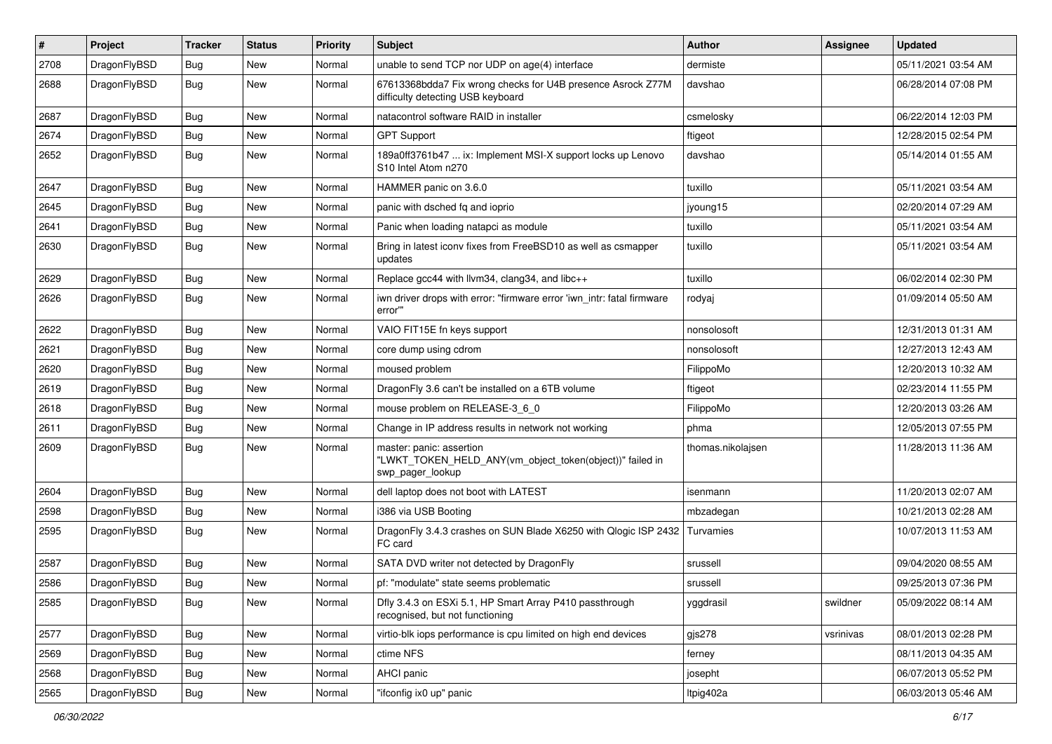| # | Project | Tracker | Status | Priority | Subject | Author | Assignee | Updated |
|---|---|---|---|---|---|---|---|---|
| 2708 | DragonFlyBSD | Bug | New | Normal | unable to send TCP nor UDP on age(4) interface | dermiste | | 05/11/2021 03:54 AM |
| 2688 | DragonFlyBSD | Bug | New | Normal | 67613368bdda7 Fix wrong checks for U4B presence Asrock Z77M difficulty detecting USB keyboard | davshao | | 06/28/2014 07:08 PM |
| 2687 | DragonFlyBSD | Bug | New | Normal | natacontrol software RAID in installer | csmelosky | | 06/22/2014 12:03 PM |
| 2674 | DragonFlyBSD | Bug | New | Normal | GPT Support | ftigeot | | 12/28/2015 02:54 PM |
| 2652 | DragonFlyBSD | Bug | New | Normal | 189a0ff3761b47 ... ix: Implement MSI-X support locks up Lenovo S10 Intel Atom n270 | davshao | | 05/14/2014 01:55 AM |
| 2647 | DragonFlyBSD | Bug | New | Normal | HAMMER panic on 3.6.0 | tuxillo | | 05/11/2021 03:54 AM |
| 2645 | DragonFlyBSD | Bug | New | Normal | panic with dsched fq and ioprio | jyoung15 | | 02/20/2014 07:29 AM |
| 2641 | DragonFlyBSD | Bug | New | Normal | Panic when loading natapci as module | tuxillo | | 05/11/2021 03:54 AM |
| 2630 | DragonFlyBSD | Bug | New | Normal | Bring in latest iconv fixes from FreeBSD10 as well as csmapper updates | tuxillo | | 05/11/2021 03:54 AM |
| 2629 | DragonFlyBSD | Bug | New | Normal | Replace gcc44 with llvm34, clang34, and libc++ | tuxillo | | 06/02/2014 02:30 PM |
| 2626 | DragonFlyBSD | Bug | New | Normal | iwn driver drops with error: "firmware error 'iwn_intr: fatal firmware error'" | rodyaj | | 01/09/2014 05:50 AM |
| 2622 | DragonFlyBSD | Bug | New | Normal | VAIO FIT15E fn keys support | nonsolosoft | | 12/31/2013 01:31 AM |
| 2621 | DragonFlyBSD | Bug | New | Normal | core dump using cdrom | nonsolosoft | | 12/27/2013 12:43 AM |
| 2620 | DragonFlyBSD | Bug | New | Normal | moused problem | FilippoMo | | 12/20/2013 10:32 AM |
| 2619 | DragonFlyBSD | Bug | New | Normal | DragonFly 3.6 can't be installed on a 6TB volume | ftigeot | | 02/23/2014 11:55 PM |
| 2618 | DragonFlyBSD | Bug | New | Normal | mouse problem on RELEASE-3_6_0 | FilippoMo | | 12/20/2013 03:26 AM |
| 2611 | DragonFlyBSD | Bug | New | Normal | Change in IP address results in network not working | phma | | 12/05/2013 07:55 PM |
| 2609 | DragonFlyBSD | Bug | New | Normal | master: panic: assertion "LWKT_TOKEN_HELD_ANY(vm_object_token(object))" failed in swp_pager_lookup | thomas.nikolajsen | | 11/28/2013 11:36 AM |
| 2604 | DragonFlyBSD | Bug | New | Normal | dell laptop does not boot with LATEST | isenmann | | 11/20/2013 02:07 AM |
| 2598 | DragonFlyBSD | Bug | New | Normal | i386 via USB Booting | mbzadegan | | 10/21/2013 02:28 AM |
| 2595 | DragonFlyBSD | Bug | New | Normal | DragonFly 3.4.3 crashes on SUN Blade X6250 with Qlogic ISP 2432 FC card | Turvamies | | 10/07/2013 11:53 AM |
| 2587 | DragonFlyBSD | Bug | New | Normal | SATA DVD writer not detected by DragonFly | srussell | | 09/04/2020 08:55 AM |
| 2586 | DragonFlyBSD | Bug | New | Normal | pf: "modulate" state seems problematic | srussell | | 09/25/2013 07:36 PM |
| 2585 | DragonFlyBSD | Bug | New | Normal | Dfly 3.4.3 on ESXi 5.1, HP Smart Array P410 passthrough recognised, but not functioning | yggdrasil | swildner | 05/09/2022 08:14 AM |
| 2577 | DragonFlyBSD | Bug | New | Normal | virtio-blk iops performance is cpu limited on high end devices | gjs278 | vsrinivas | 08/01/2013 02:28 PM |
| 2569 | DragonFlyBSD | Bug | New | Normal | ctime NFS | ferney | | 08/11/2013 04:35 AM |
| 2568 | DragonFlyBSD | Bug | New | Normal | AHCI panic | josepht | | 06/07/2013 05:52 PM |
| 2565 | DragonFlyBSD | Bug | New | Normal | "ifconfig ix0 up" panic | ltpig402a | | 06/03/2013 05:46 AM |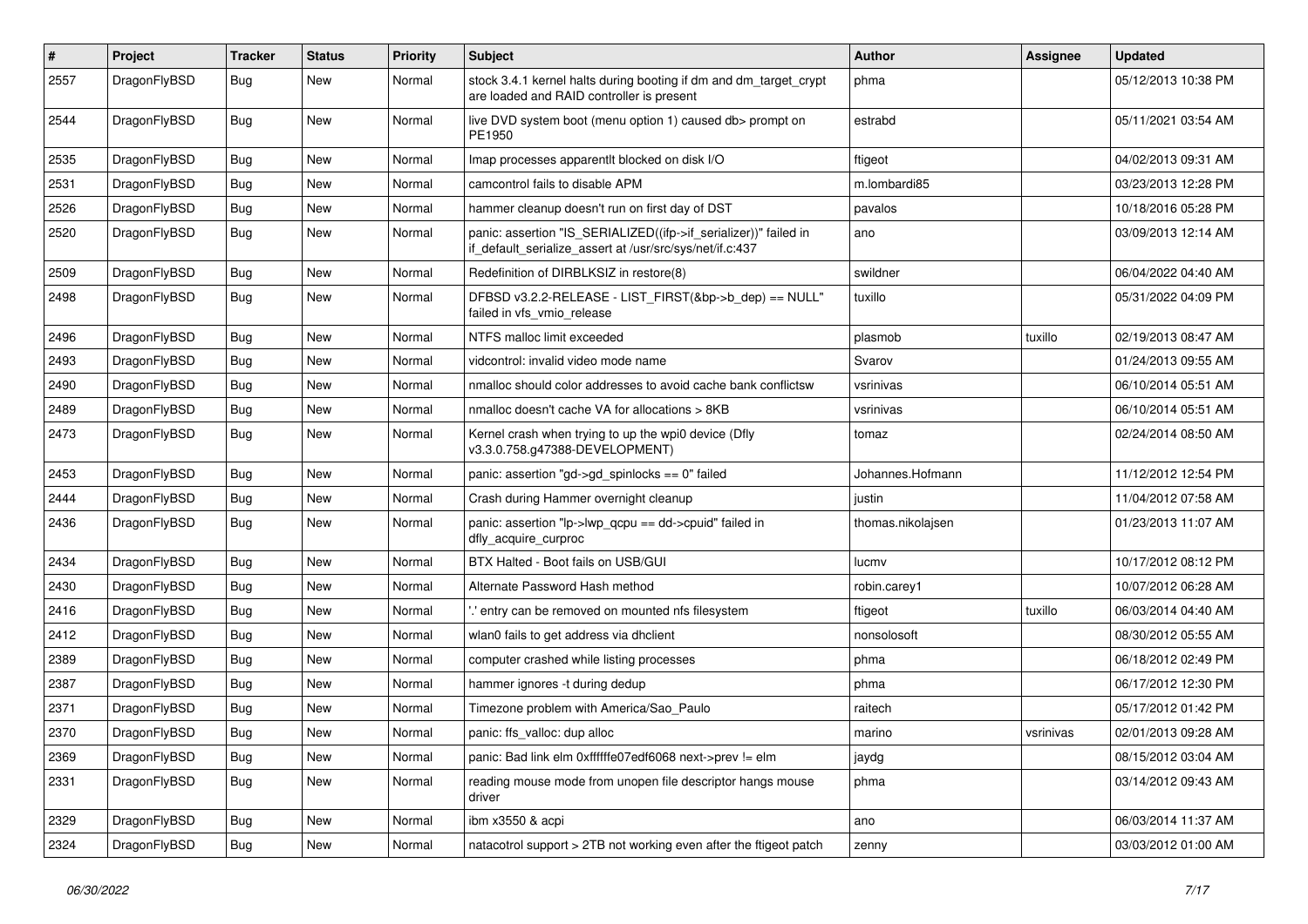| # | Project | Tracker | Status | Priority | Subject | Author | Assignee | Updated |
|---|---|---|---|---|---|---|---|---|
| 2557 | DragonFlyBSD | Bug | New | Normal | stock 3.4.1 kernel halts during booting if dm and dm_target_crypt are loaded and RAID controller is present | phma | | 05/12/2013 10:38 PM |
| 2544 | DragonFlyBSD | Bug | New | Normal | live DVD system boot (menu option 1) caused db> prompt on PE1950 | estrabd | | 05/11/2021 03:54 AM |
| 2535 | DragonFlyBSD | Bug | New | Normal | Imap processes apparentlt blocked on disk I/O | ftigeot | | 04/02/2013 09:31 AM |
| 2531 | DragonFlyBSD | Bug | New | Normal | camcontrol fails to disable APM | m.lombardi85 | | 03/23/2013 12:28 PM |
| 2526 | DragonFlyBSD | Bug | New | Normal | hammer cleanup doesn't run on first day of DST | pavalos | | 10/18/2016 05:28 PM |
| 2520 | DragonFlyBSD | Bug | New | Normal | panic: assertion "IS_SERIALIZED((ifp->if_serializer))" failed in if_default_serialize_assert at /usr/src/sys/net/if.c:437 | ano | | 03/09/2013 12:14 AM |
| 2509 | DragonFlyBSD | Bug | New | Normal | Redefinition of DIRBLKSIZ in restore(8) | swildner | | 06/04/2022 04:40 AM |
| 2498 | DragonFlyBSD | Bug | New | Normal | DFBSD v3.2.2-RELEASE - LIST_FIRST(&bp->b_dep) == NULL" failed in vfs_vmio_release | tuxillo | | 05/31/2022 04:09 PM |
| 2496 | DragonFlyBSD | Bug | New | Normal | NTFS malloc limit exceeded | plasmob | tuxillo | 02/19/2013 08:47 AM |
| 2493 | DragonFlyBSD | Bug | New | Normal | vidcontrol: invalid video mode name | Svarov | | 01/24/2013 09:55 AM |
| 2490 | DragonFlyBSD | Bug | New | Normal | nmalloc should color addresses to avoid cache bank conflictsw | vsrinivas | | 06/10/2014 05:51 AM |
| 2489 | DragonFlyBSD | Bug | New | Normal | nmalloc doesn't cache VA for allocations > 8KB | vsrinivas | | 06/10/2014 05:51 AM |
| 2473 | DragonFlyBSD | Bug | New | Normal | Kernel crash when trying to up the wpi0 device (Dfly v3.3.0.758.g47388-DEVELOPMENT) | tomaz | | 02/24/2014 08:50 AM |
| 2453 | DragonFlyBSD | Bug | New | Normal | panic: assertion "gd->gd_spinlocks == 0" failed | Johannes.Hofmann | | 11/12/2012 12:54 PM |
| 2444 | DragonFlyBSD | Bug | New | Normal | Crash during Hammer overnight cleanup | justin | | 11/04/2012 07:58 AM |
| 2436 | DragonFlyBSD | Bug | New | Normal | panic: assertion "lp->lwp_qcpu == dd->cpuid" failed in dfly_acquire_curproc | thomas.nikolajsen | | 01/23/2013 11:07 AM |
| 2434 | DragonFlyBSD | Bug | New | Normal | BTX Halted - Boot fails on USB/GUI | lucmv | | 10/17/2012 08:12 PM |
| 2430 | DragonFlyBSD | Bug | New | Normal | Alternate Password Hash method | robin.carey1 | | 10/07/2012 06:28 AM |
| 2416 | DragonFlyBSD | Bug | New | Normal | '.' entry can be removed on mounted nfs filesystem | ftigeot | tuxillo | 06/03/2014 04:40 AM |
| 2412 | DragonFlyBSD | Bug | New | Normal | wlan0 fails to get address via dhclient | nonsolosoft | | 08/30/2012 05:55 AM |
| 2389 | DragonFlyBSD | Bug | New | Normal | computer crashed while listing processes | phma | | 06/18/2012 02:49 PM |
| 2387 | DragonFlyBSD | Bug | New | Normal | hammer ignores -t during dedup | phma | | 06/17/2012 12:30 PM |
| 2371 | DragonFlyBSD | Bug | New | Normal | Timezone problem with America/Sao_Paulo | raitech | | 05/17/2012 01:42 PM |
| 2370 | DragonFlyBSD | Bug | New | Normal | panic: ffs_valloc: dup alloc | marino | vsrinivas | 02/01/2013 09:28 AM |
| 2369 | DragonFlyBSD | Bug | New | Normal | panic: Bad link elm 0xffffffe07edf6068 next->prev != elm | jaydg | | 08/15/2012 03:04 AM |
| 2331 | DragonFlyBSD | Bug | New | Normal | reading mouse mode from unopen file descriptor hangs mouse driver | phma | | 03/14/2012 09:43 AM |
| 2329 | DragonFlyBSD | Bug | New | Normal | ibm x3550 & acpi | ano | | 06/03/2014 11:37 AM |
| 2324 | DragonFlyBSD | Bug | New | Normal | natacotrol support > 2TB not working even after the ftigeot patch | zenny | | 03/03/2012 01:00 AM |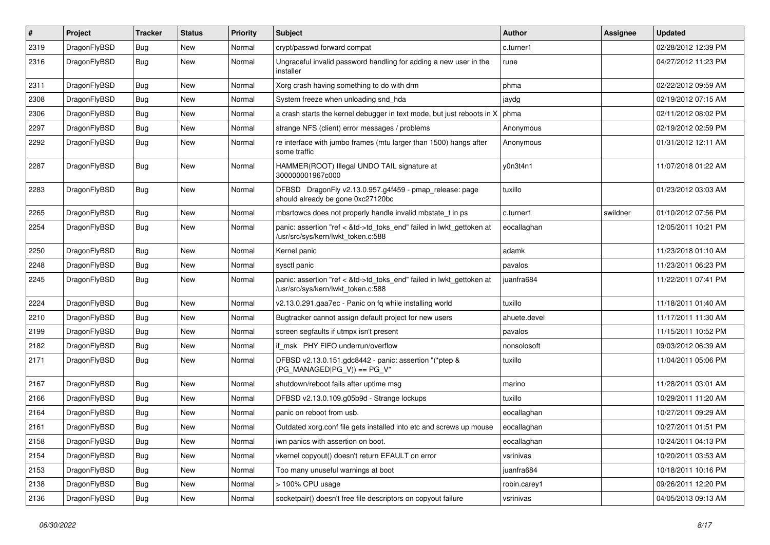| # | Project | Tracker | Status | Priority | Subject | Author | Assignee | Updated |
|---|---|---|---|---|---|---|---|---|
| 2319 | DragonFlyBSD | Bug | New | Normal | crypt/passwd forward compat | c.turner1 | | 02/28/2012 12:39 PM |
| 2316 | DragonFlyBSD | Bug | New | Normal | Ungraceful invalid password handling for adding a new user in the installer | rune | | 04/27/2012 11:23 PM |
| 2311 | DragonFlyBSD | Bug | New | Normal | Xorg crash having something to do with drm | phma | | 02/22/2012 09:59 AM |
| 2308 | DragonFlyBSD | Bug | New | Normal | System freeze when unloading snd_hda | jaydg | | 02/19/2012 07:15 AM |
| 2306 | DragonFlyBSD | Bug | New | Normal | a crash starts the kernel debugger in text mode, but just reboots in X | phma | | 02/11/2012 08:02 PM |
| 2297 | DragonFlyBSD | Bug | New | Normal | strange NFS (client) error messages / problems | Anonymous | | 02/19/2012 02:59 PM |
| 2292 | DragonFlyBSD | Bug | New | Normal | re interface with jumbo frames (mtu larger than 1500) hangs after some traffic | Anonymous | | 01/31/2012 12:11 AM |
| 2287 | DragonFlyBSD | Bug | New | Normal | HAMMER(ROOT) Illegal UNDO TAIL signature at 300000001967c000 | y0n3t4n1 | | 11/07/2018 01:22 AM |
| 2283 | DragonFlyBSD | Bug | New | Normal | DFBSD DragonFly v2.13.0.957.g4f459 - pmap_release: page should already be gone 0xc27120bc | tuxillo | | 01/23/2012 03:03 AM |
| 2265 | DragonFlyBSD | Bug | New | Normal | mbsrtowcs does not properly handle invalid mbstate_t in ps | c.turner1 | swildner | 01/10/2012 07:56 PM |
| 2254 | DragonFlyBSD | Bug | New | Normal | panic: assertion "ref < &td->td_toks_end" failed in lwkt_gettoken at /usr/src/sys/kern/lwkt_token.c:588 | eocallaghan | | 12/05/2011 10:21 PM |
| 2250 | DragonFlyBSD | Bug | New | Normal | Kernel panic | adamk | | 11/23/2018 01:10 AM |
| 2248 | DragonFlyBSD | Bug | New | Normal | sysctl panic | pavalos | | 11/23/2011 06:23 PM |
| 2245 | DragonFlyBSD | Bug | New | Normal | panic: assertion "ref < &td->td_toks_end" failed in lwkt_gettoken at /usr/src/sys/kern/lwkt_token.c:588 | juanfra684 | | 11/22/2011 07:41 PM |
| 2224 | DragonFlyBSD | Bug | New | Normal | v2.13.0.291.gaa7ec - Panic on fq while installing world | tuxillo | | 11/18/2011 01:40 AM |
| 2210 | DragonFlyBSD | Bug | New | Normal | Bugtracker cannot assign default project for new users | ahuete.devel | | 11/17/2011 11:30 AM |
| 2199 | DragonFlyBSD | Bug | New | Normal | screen segfaults if utmpx isn't present | pavalos | | 11/15/2011 10:52 PM |
| 2182 | DragonFlyBSD | Bug | New | Normal | if_msk PHY FIFO underrun/overflow | nonsolosoft | | 09/03/2012 06:39 AM |
| 2171 | DragonFlyBSD | Bug | New | Normal | DFBSD v2.13.0.151.gdc8442 - panic: assertion "(*ptep & (PG_MANAGED\|PG_V)) == PG_V" | tuxillo | | 11/04/2011 05:06 PM |
| 2167 | DragonFlyBSD | Bug | New | Normal | shutdown/reboot fails after uptime msg | marino | | 11/28/2011 03:01 AM |
| 2166 | DragonFlyBSD | Bug | New | Normal | DFBSD v2.13.0.109.g05b9d - Strange lockups | tuxillo | | 10/29/2011 11:20 AM |
| 2164 | DragonFlyBSD | Bug | New | Normal | panic on reboot from usb. | eocallaghan | | 10/27/2011 09:29 AM |
| 2161 | DragonFlyBSD | Bug | New | Normal | Outdated xorg.conf file gets installed into etc and screws up mouse | eocallaghan | | 10/27/2011 01:51 PM |
| 2158 | DragonFlyBSD | Bug | New | Normal | iwn panics with assertion on boot. | eocallaghan | | 10/24/2011 04:13 PM |
| 2154 | DragonFlyBSD | Bug | New | Normal | vkernel copyout() doesn't return EFAULT on error | vsrinivas | | 10/20/2011 03:53 AM |
| 2153 | DragonFlyBSD | Bug | New | Normal | Too many unuseful warnings at boot | juanfra684 | | 10/18/2011 10:16 PM |
| 2138 | DragonFlyBSD | Bug | New | Normal | > 100% CPU usage | robin.carey1 | | 09/26/2011 12:20 PM |
| 2136 | DragonFlyBSD | Bug | New | Normal | socketpair() doesn't free file descriptors on copyout failure | vsrinivas | | 04/05/2013 09:13 AM |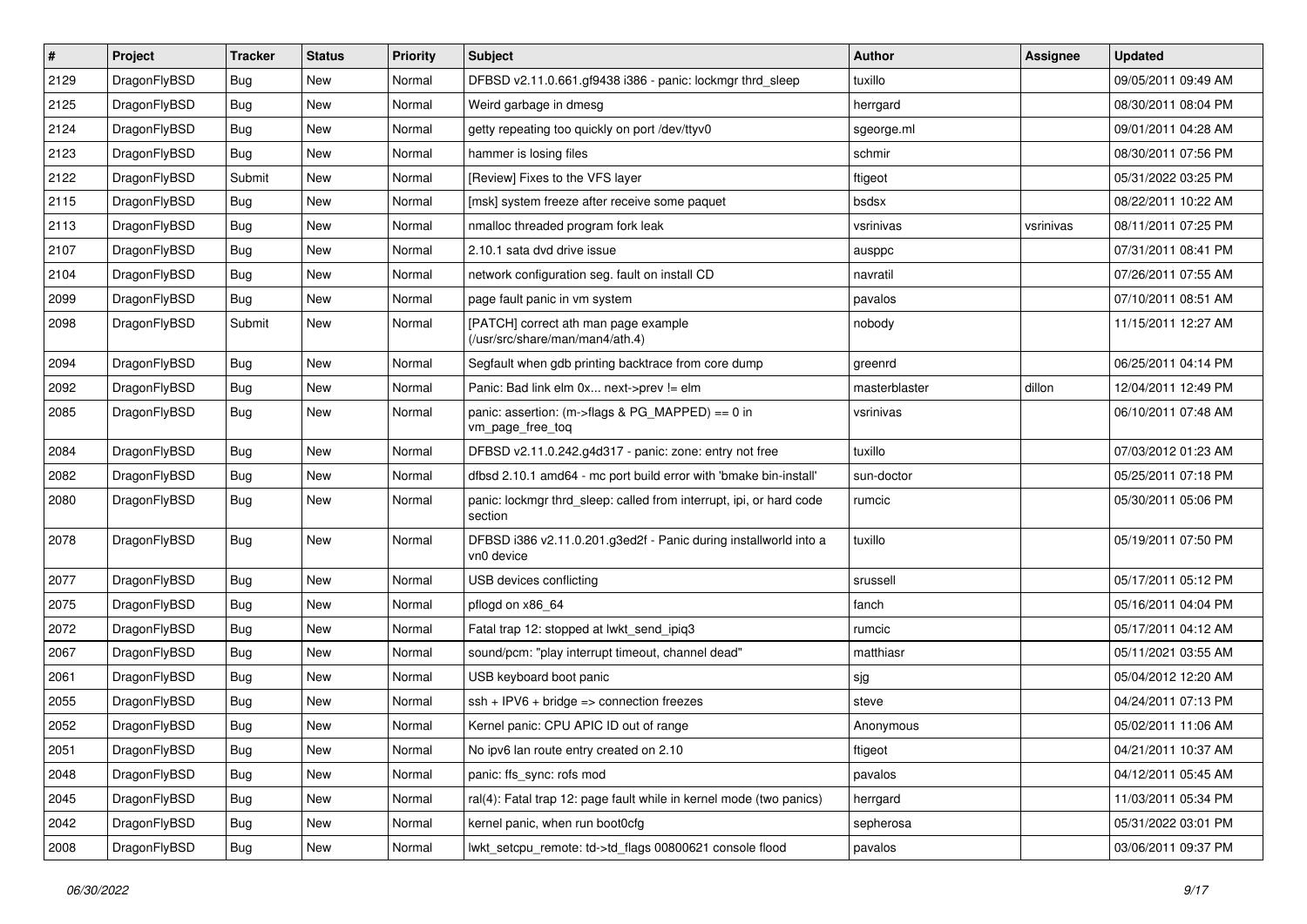| # | Project | Tracker | Status | Priority | Subject | Author | Assignee | Updated |
|---|---|---|---|---|---|---|---|---|
| 2129 | DragonFlyBSD | Bug | New | Normal | DFBSD v2.11.0.661.gf9438 i386 - panic: lockmgr thrd_sleep | tuxillo | | 09/05/2011 09:49 AM |
| 2125 | DragonFlyBSD | Bug | New | Normal | Weird garbage in dmesg | herrgard | | 08/30/2011 08:04 PM |
| 2124 | DragonFlyBSD | Bug | New | Normal | getty repeating too quickly on port /dev/ttyv0 | sgeorge.ml | | 09/01/2011 04:28 AM |
| 2123 | DragonFlyBSD | Bug | New | Normal | hammer is losing files | schmir | | 08/30/2011 07:56 PM |
| 2122 | DragonFlyBSD | Submit | New | Normal | [Review] Fixes to the VFS layer | ftigeot | | 05/31/2022 03:25 PM |
| 2115 | DragonFlyBSD | Bug | New | Normal | [msk] system freeze after receive some paquet | bsdsx | | 08/22/2011 10:22 AM |
| 2113 | DragonFlyBSD | Bug | New | Normal | nmalloc threaded program fork leak | vsrinivas | vsrinivas | 08/11/2011 07:25 PM |
| 2107 | DragonFlyBSD | Bug | New | Normal | 2.10.1 sata dvd drive issue | ausppc | | 07/31/2011 08:41 PM |
| 2104 | DragonFlyBSD | Bug | New | Normal | network configuration seg. fault on install CD | navratil | | 07/26/2011 07:55 AM |
| 2099 | DragonFlyBSD | Bug | New | Normal | page fault panic in vm system | pavalos | | 07/10/2011 08:51 AM |
| 2098 | DragonFlyBSD | Submit | New | Normal | [PATCH] correct ath man page example (/usr/src/share/man/man4/ath.4) | nobody | | 11/15/2011 12:27 AM |
| 2094 | DragonFlyBSD | Bug | New | Normal | Segfault when gdb printing backtrace from core dump | greenrd | | 06/25/2011 04:14 PM |
| 2092 | DragonFlyBSD | Bug | New | Normal | Panic: Bad link elm 0x... next->prev != elm | masterblaster | dillon | 12/04/2011 12:49 PM |
| 2085 | DragonFlyBSD | Bug | New | Normal | panic: assertion: (m->flags & PG_MAPPED) == 0 in vm_page_free_toq | vsrinivas | | 06/10/2011 07:48 AM |
| 2084 | DragonFlyBSD | Bug | New | Normal | DFBSD v2.11.0.242.g4d317 - panic: zone: entry not free | tuxillo | | 07/03/2012 01:23 AM |
| 2082 | DragonFlyBSD | Bug | New | Normal | dfbsd 2.10.1 amd64 - mc port build error with 'bmake bin-install' | sun-doctor | | 05/25/2011 07:18 PM |
| 2080 | DragonFlyBSD | Bug | New | Normal | panic: lockmgr thrd_sleep: called from interrupt, ipi, or hard code section | rumcic | | 05/30/2011 05:06 PM |
| 2078 | DragonFlyBSD | Bug | New | Normal | DFBSD i386 v2.11.0.201.g3ed2f - Panic during installworld into a vn0 device | tuxillo | | 05/19/2011 07:50 PM |
| 2077 | DragonFlyBSD | Bug | New | Normal | USB devices conflicting | srussell | | 05/17/2011 05:12 PM |
| 2075 | DragonFlyBSD | Bug | New | Normal | pflogd on x86_64 | fanch | | 05/16/2011 04:04 PM |
| 2072 | DragonFlyBSD | Bug | New | Normal | Fatal trap 12: stopped at lwkt_send_ipiq3 | rumcic | | 05/17/2011 04:12 AM |
| 2067 | DragonFlyBSD | Bug | New | Normal | sound/pcm: "play interrupt timeout, channel dead" | matthiasr | | 05/11/2021 03:55 AM |
| 2061 | DragonFlyBSD | Bug | New | Normal | USB keyboard boot panic | sjg | | 05/04/2012 12:20 AM |
| 2055 | DragonFlyBSD | Bug | New | Normal | ssh + IPV6 + bridge => connection freezes | steve | | 04/24/2011 07:13 PM |
| 2052 | DragonFlyBSD | Bug | New | Normal | Kernel panic: CPU APIC ID out of range | Anonymous | | 05/02/2011 11:06 AM |
| 2051 | DragonFlyBSD | Bug | New | Normal | No ipv6 lan route entry created on 2.10 | ftigeot | | 04/21/2011 10:37 AM |
| 2048 | DragonFlyBSD | Bug | New | Normal | panic: ffs_sync: rofs mod | pavalos | | 04/12/2011 05:45 AM |
| 2045 | DragonFlyBSD | Bug | New | Normal | ral(4): Fatal trap 12: page fault while in kernel mode (two panics) | herrgard | | 11/03/2011 05:34 PM |
| 2042 | DragonFlyBSD | Bug | New | Normal | kernel panic, when run boot0cfg | sepherosa | | 05/31/2022 03:01 PM |
| 2008 | DragonFlyBSD | Bug | New | Normal | lwkt_setcpu_remote: td->td_flags 00800621 console flood | pavalos | | 03/06/2011 09:37 PM |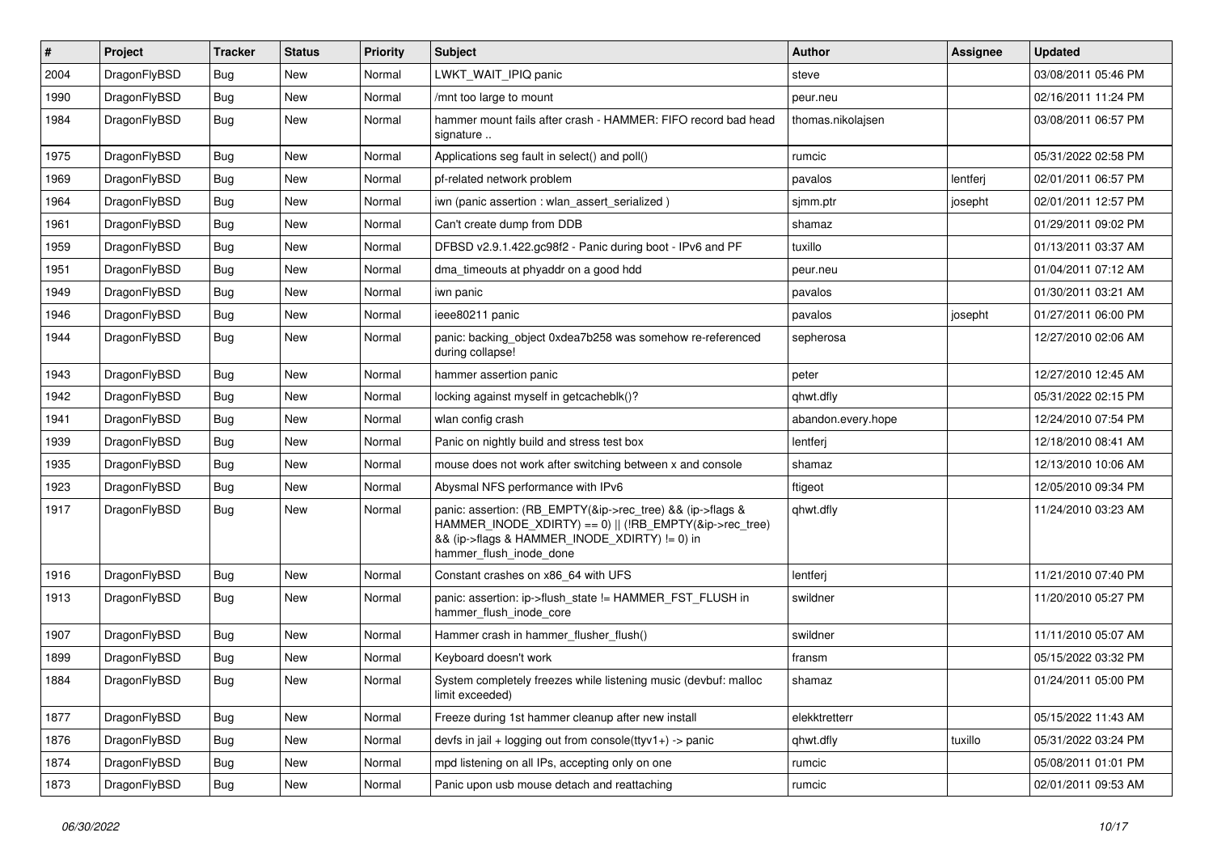| # | Project | Tracker | Status | Priority | Subject | Author | Assignee | Updated |
|---|---|---|---|---|---|---|---|---|
| 2004 | DragonFlyBSD | Bug | New | Normal | LWKT_WAIT_IPIQ panic | steve | | 03/08/2011 05:46 PM |
| 1990 | DragonFlyBSD | Bug | New | Normal | /mnt too large to mount | peur.neu | | 02/16/2011 11:24 PM |
| 1984 | DragonFlyBSD | Bug | New | Normal | hammer mount fails after crash - HAMMER: FIFO record bad head signature .. | thomas.nikolajsen | | 03/08/2011 06:57 PM |
| 1975 | DragonFlyBSD | Bug | New | Normal | Applications seg fault in select() and poll() | rumcic | | 05/31/2022 02:58 PM |
| 1969 | DragonFlyBSD | Bug | New | Normal | pf-related network problem | pavalos | lentferj | 02/01/2011 06:57 PM |
| 1964 | DragonFlyBSD | Bug | New | Normal | iwn (panic assertion : wlan_assert_serialized ) | sjmm.ptr | josepht | 02/01/2011 12:57 PM |
| 1961 | DragonFlyBSD | Bug | New | Normal | Can't create dump from DDB | shamaz | | 01/29/2011 09:02 PM |
| 1959 | DragonFlyBSD | Bug | New | Normal | DFBSD v2.9.1.422.gc98f2 - Panic during boot - IPv6 and PF | tuxillo | | 01/13/2011 03:37 AM |
| 1951 | DragonFlyBSD | Bug | New | Normal | dma_timeouts at phyaddr on a good hdd | peur.neu | | 01/04/2011 07:12 AM |
| 1949 | DragonFlyBSD | Bug | New | Normal | iwn panic | pavalos | | 01/30/2011 03:21 AM |
| 1946 | DragonFlyBSD | Bug | New | Normal | ieee80211 panic | pavalos | josepht | 01/27/2011 06:00 PM |
| 1944 | DragonFlyBSD | Bug | New | Normal | panic: backing_object 0xdea7b258 was somehow re-referenced during collapse! | sepherosa | | 12/27/2010 02:06 AM |
| 1943 | DragonFlyBSD | Bug | New | Normal | hammer assertion panic | peter | | 12/27/2010 12:45 AM |
| 1942 | DragonFlyBSD | Bug | New | Normal | locking against myself in getcacheblk()? | qhwt.dfly | | 05/31/2022 02:15 PM |
| 1941 | DragonFlyBSD | Bug | New | Normal | wlan config crash | abandon.every.hope | | 12/24/2010 07:54 PM |
| 1939 | DragonFlyBSD | Bug | New | Normal | Panic on nightly build and stress test box | lentferj | | 12/18/2010 08:41 AM |
| 1935 | DragonFlyBSD | Bug | New | Normal | mouse does not work after switching between x and console | shamaz | | 12/13/2010 10:06 AM |
| 1923 | DragonFlyBSD | Bug | New | Normal | Abysmal NFS performance with IPv6 | ftigeot | | 12/05/2010 09:34 PM |
| 1917 | DragonFlyBSD | Bug | New | Normal | panic: assertion: (RB_EMPTY(&ip->rec_tree) && (ip->flags & HAMMER_INODE_XDIRTY) == 0) \|\| (!RB_EMPTY(&ip->rec_tree) && (ip->flags & HAMMER_INODE_XDIRTY) != 0) in hammer_flush_inode_done | qhwt.dfly | | 11/24/2010 03:23 AM |
| 1916 | DragonFlyBSD | Bug | New | Normal | Constant crashes on x86_64 with UFS | lentferj | | 11/21/2010 07:40 PM |
| 1913 | DragonFlyBSD | Bug | New | Normal | panic: assertion: ip->flush_state != HAMMER_FST_FLUSH in hammer_flush_inode_core | swildner | | 11/20/2010 05:27 PM |
| 1907 | DragonFlyBSD | Bug | New | Normal | Hammer crash in hammer_flusher_flush() | swildner | | 11/11/2010 05:07 AM |
| 1899 | DragonFlyBSD | Bug | New | Normal | Keyboard doesn't work | fransm | | 05/15/2022 03:32 PM |
| 1884 | DragonFlyBSD | Bug | New | Normal | System completely freezes while listening music (devbuf: malloc limit exceeded) | shamaz | | 01/24/2011 05:00 PM |
| 1877 | DragonFlyBSD | Bug | New | Normal | Freeze during 1st hammer cleanup after new install | elekktretterr | | 05/15/2022 11:43 AM |
| 1876 | DragonFlyBSD | Bug | New | Normal | devfs in jail + logging out from console(ttyv1+) -> panic | qhwt.dfly | tuxillo | 05/31/2022 03:24 PM |
| 1874 | DragonFlyBSD | Bug | New | Normal | mpd listening on all IPs, accepting only on one | rumcic | | 05/08/2011 01:01 PM |
| 1873 | DragonFlyBSD | Bug | New | Normal | Panic upon usb mouse detach and reattaching | rumcic | | 02/01/2011 09:53 AM |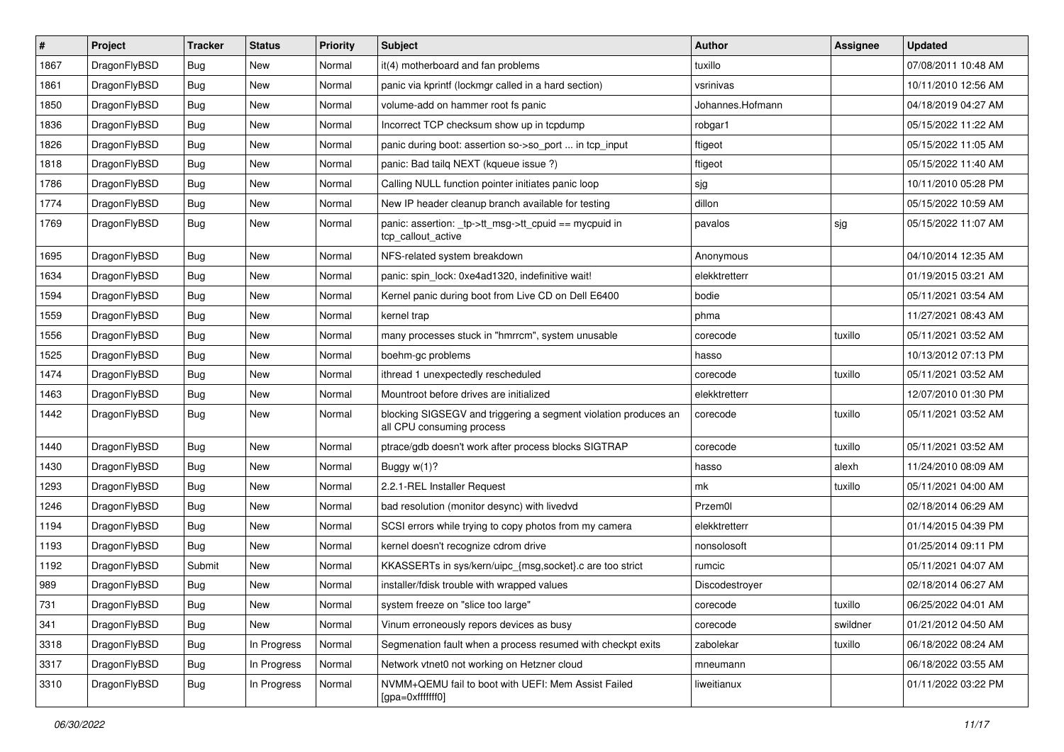| # | Project | Tracker | Status | Priority | Subject | Author | Assignee | Updated |
|---|---|---|---|---|---|---|---|---|
| 1867 | DragonFlyBSD | Bug | New | Normal | it(4) motherboard and fan problems | tuxillo | | 07/08/2011 10:48 AM |
| 1861 | DragonFlyBSD | Bug | New | Normal | panic via kprintf (lockmgr called in a hard section) | vsrinivas | | 10/11/2010 12:56 AM |
| 1850 | DragonFlyBSD | Bug | New | Normal | volume-add on hammer root fs panic | Johannes.Hofmann | | 04/18/2019 04:27 AM |
| 1836 | DragonFlyBSD | Bug | New | Normal | Incorrect TCP checksum show up in tcpdump | robgar1 | | 05/15/2022 11:22 AM |
| 1826 | DragonFlyBSD | Bug | New | Normal | panic during boot: assertion so->so_port ... in tcp_input | ftigeot | | 05/15/2022 11:05 AM |
| 1818 | DragonFlyBSD | Bug | New | Normal | panic: Bad tailq NEXT (kqueue issue ?) | ftigeot | | 05/15/2022 11:40 AM |
| 1786 | DragonFlyBSD | Bug | New | Normal | Calling NULL function pointer initiates panic loop | sjg | | 10/11/2010 05:28 PM |
| 1774 | DragonFlyBSD | Bug | New | Normal | New IP header cleanup branch available for testing | dillon | | 05/15/2022 10:59 AM |
| 1769 | DragonFlyBSD | Bug | New | Normal | panic: assertion: _tp->tt_msg->tt_cpuid == mycpuid in tcp_callout_active | pavalos | sjg | 05/15/2022 11:07 AM |
| 1695 | DragonFlyBSD | Bug | New | Normal | NFS-related system breakdown | Anonymous | | 04/10/2014 12:35 AM |
| 1634 | DragonFlyBSD | Bug | New | Normal | panic: spin_lock: 0xe4ad1320, indefinitive wait! | elekktretterr | | 01/19/2015 03:21 AM |
| 1594 | DragonFlyBSD | Bug | New | Normal | Kernel panic during boot from Live CD on Dell E6400 | bodie | | 05/11/2021 03:54 AM |
| 1559 | DragonFlyBSD | Bug | New | Normal | kernel trap | phma | | 11/27/2021 08:43 AM |
| 1556 | DragonFlyBSD | Bug | New | Normal | many processes stuck in "hmrrcm", system unusable | corecode | tuxillo | 05/11/2021 03:52 AM |
| 1525 | DragonFlyBSD | Bug | New | Normal | boehm-gc problems | hasso | | 10/13/2012 07:13 PM |
| 1474 | DragonFlyBSD | Bug | New | Normal | ithread 1 unexpectedly rescheduled | corecode | tuxillo | 05/11/2021 03:52 AM |
| 1463 | DragonFlyBSD | Bug | New | Normal | Mountroot before drives are initialized | elekktretterr | | 12/07/2010 01:30 PM |
| 1442 | DragonFlyBSD | Bug | New | Normal | blocking SIGSEGV and triggering a segment violation produces an all CPU consuming process | corecode | tuxillo | 05/11/2021 03:52 AM |
| 1440 | DragonFlyBSD | Bug | New | Normal | ptrace/gdb doesn't work after process blocks SIGTRAP | corecode | tuxillo | 05/11/2021 03:52 AM |
| 1430 | DragonFlyBSD | Bug | New | Normal | Buggy w(1)? | hasso | alexh | 11/24/2010 08:09 AM |
| 1293 | DragonFlyBSD | Bug | New | Normal | 2.2.1-REL Installer Request | mk | tuxillo | 05/11/2021 04:00 AM |
| 1246 | DragonFlyBSD | Bug | New | Normal | bad resolution (monitor desync) with livedvd | Przem0l | | 02/18/2014 06:29 AM |
| 1194 | DragonFlyBSD | Bug | New | Normal | SCSI errors while trying to copy photos from my camera | elekktretterr | | 01/14/2015 04:39 PM |
| 1193 | DragonFlyBSD | Bug | New | Normal | kernel doesn't recognize cdrom drive | nonsolosoft | | 01/25/2014 09:11 PM |
| 1192 | DragonFlyBSD | Submit | New | Normal | KKASSERTs in sys/kern/uipc_{msg,socket}.c are too strict | rumcic | | 05/11/2021 04:07 AM |
| 989 | DragonFlyBSD | Bug | New | Normal | installer/fdisk trouble with wrapped values | Discodestroyer | | 02/18/2014 06:27 AM |
| 731 | DragonFlyBSD | Bug | New | Normal | system freeze on "slice too large" | corecode | tuxillo | 06/25/2022 04:01 AM |
| 341 | DragonFlyBSD | Bug | New | Normal | Vinum erroneously repors devices as busy | corecode | swildner | 01/21/2012 04:50 AM |
| 3318 | DragonFlyBSD | Bug | In Progress | Normal | Segmenation fault when a process resumed with checkpt exits | zabolekar | tuxillo | 06/18/2022 08:24 AM |
| 3317 | DragonFlyBSD | Bug | In Progress | Normal | Network vtnet0 not working on Hetzner cloud | mneumann | | 06/18/2022 03:55 AM |
| 3310 | DragonFlyBSD | Bug | In Progress | Normal | NVMM+QEMU fail to boot with UEFI: Mem Assist Failed [gpa=0xfffffff0] | liweitianux | | 01/11/2022 03:22 PM |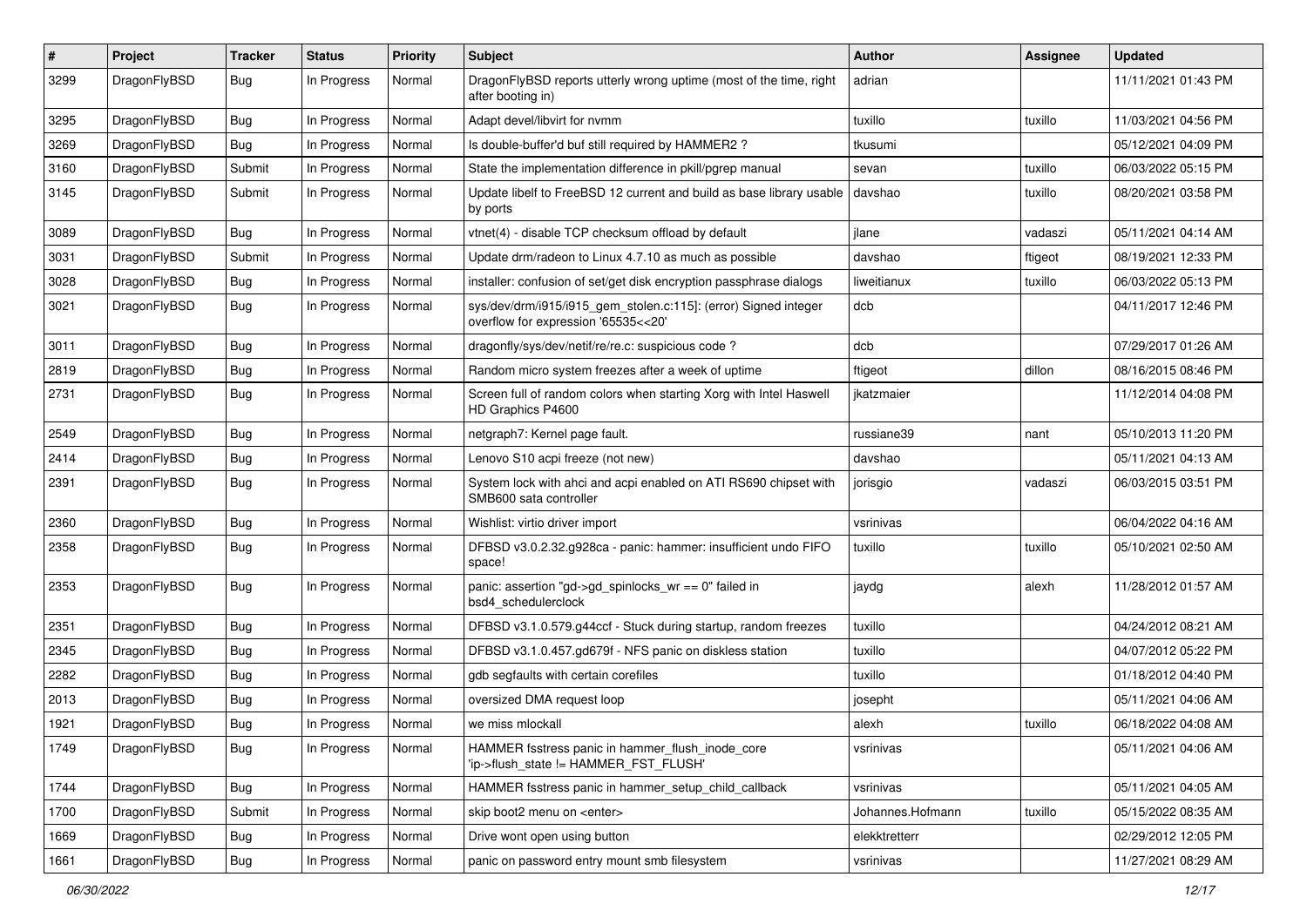| # | Project | Tracker | Status | Priority | Subject | Author | Assignee | Updated |
|---|---|---|---|---|---|---|---|---|
| 3299 | DragonFlyBSD | Bug | In Progress | Normal | DragonFlyBSD reports utterly wrong uptime (most of the time, right after booting in) | adrian | | 11/11/2021 01:43 PM |
| 3295 | DragonFlyBSD | Bug | In Progress | Normal | Adapt devel/libvirt for nvmm | tuxillo | tuxillo | 11/03/2021 04:56 PM |
| 3269 | DragonFlyBSD | Bug | In Progress | Normal | Is double-buffer'd buf still required by HAMMER2 ? | tkusumi | | 05/12/2021 04:09 PM |
| 3160 | DragonFlyBSD | Submit | In Progress | Normal | State the implementation difference in pkill/pgrep manual | sevan | tuxillo | 06/03/2022 05:15 PM |
| 3145 | DragonFlyBSD | Submit | In Progress | Normal | Update libelf to FreeBSD 12 current and build as base library usable by ports | davshao | tuxillo | 08/20/2021 03:58 PM |
| 3089 | DragonFlyBSD | Bug | In Progress | Normal | vtnet(4) - disable TCP checksum offload by default | jlane | vadaszi | 05/11/2021 04:14 AM |
| 3031 | DragonFlyBSD | Submit | In Progress | Normal | Update drm/radeon to Linux 4.7.10 as much as possible | davshao | ftigeot | 08/19/2021 12:33 PM |
| 3028 | DragonFlyBSD | Bug | In Progress | Normal | installer: confusion of set/get disk encryption passphrase dialogs | liweitianux | tuxillo | 06/03/2022 05:13 PM |
| 3021 | DragonFlyBSD | Bug | In Progress | Normal | sys/dev/drm/i915/i915_gem_stolen.c:115]: (error) Signed integer overflow for expression '65535<<20' | dcb | | 04/11/2017 12:46 PM |
| 3011 | DragonFlyBSD | Bug | In Progress | Normal | dragonfly/sys/dev/netif/re/re.c: suspicious code ? | dcb | | 07/29/2017 01:26 AM |
| 2819 | DragonFlyBSD | Bug | In Progress | Normal | Random micro system freezes after a week of uptime | ftigeot | dillon | 08/16/2015 08:46 PM |
| 2731 | DragonFlyBSD | Bug | In Progress | Normal | Screen full of random colors when starting Xorg with Intel Haswell HD Graphics P4600 | jkatzmaier | | 11/12/2014 04:08 PM |
| 2549 | DragonFlyBSD | Bug | In Progress | Normal | netgraph7: Kernel page fault. | russiane39 | nant | 05/10/2013 11:20 PM |
| 2414 | DragonFlyBSD | Bug | In Progress | Normal | Lenovo S10 acpi freeze (not new) | davshao | | 05/11/2021 04:13 AM |
| 2391 | DragonFlyBSD | Bug | In Progress | Normal | System lock with ahci and acpi enabled on ATI RS690 chipset with SMB600 sata controller | jorisgio | vadaszi | 06/03/2015 03:51 PM |
| 2360 | DragonFlyBSD | Bug | In Progress | Normal | Wishlist: virtio driver import | vsrinivas | | 06/04/2022 04:16 AM |
| 2358 | DragonFlyBSD | Bug | In Progress | Normal | DFBSD v3.0.2.32.g928ca - panic: hammer: insufficient undo FIFO space! | tuxillo | tuxillo | 05/10/2021 02:50 AM |
| 2353 | DragonFlyBSD | Bug | In Progress | Normal | panic: assertion "gd->gd_spinlocks_wr == 0" failed in bsd4_schedulerclock | jaydg | alexh | 11/28/2012 01:57 AM |
| 2351 | DragonFlyBSD | Bug | In Progress | Normal | DFBSD v3.1.0.579.g44ccf - Stuck during startup, random freezes | tuxillo | | 04/24/2012 08:21 AM |
| 2345 | DragonFlyBSD | Bug | In Progress | Normal | DFBSD v3.1.0.457.gd679f - NFS panic on diskless station | tuxillo | | 04/07/2012 05:22 PM |
| 2282 | DragonFlyBSD | Bug | In Progress | Normal | gdb segfaults with certain corefiles | tuxillo | | 01/18/2012 04:40 PM |
| 2013 | DragonFlyBSD | Bug | In Progress | Normal | oversized DMA request loop | josepht | | 05/11/2021 04:06 AM |
| 1921 | DragonFlyBSD | Bug | In Progress | Normal | we miss mlockall | alexh | tuxillo | 06/18/2022 04:08 AM |
| 1749 | DragonFlyBSD | Bug | In Progress | Normal | HAMMER fsstress panic in hammer_flush_inode_core 'ip->flush_state != HAMMER_FST_FLUSH' | vsrinivas | | 05/11/2021 04:06 AM |
| 1744 | DragonFlyBSD | Bug | In Progress | Normal | HAMMER fsstress panic in hammer_setup_child_callback | vsrinivas | | 05/11/2021 04:05 AM |
| 1700 | DragonFlyBSD | Submit | In Progress | Normal | skip boot2 menu on <enter> | Johannes.Hofmann | tuxillo | 05/15/2022 08:35 AM |
| 1669 | DragonFlyBSD | Bug | In Progress | Normal | Drive wont open using button | elekktretterr | | 02/29/2012 12:05 PM |
| 1661 | DragonFlyBSD | Bug | In Progress | Normal | panic on password entry mount smb filesystem | vsrinivas | | 11/27/2021 08:29 AM |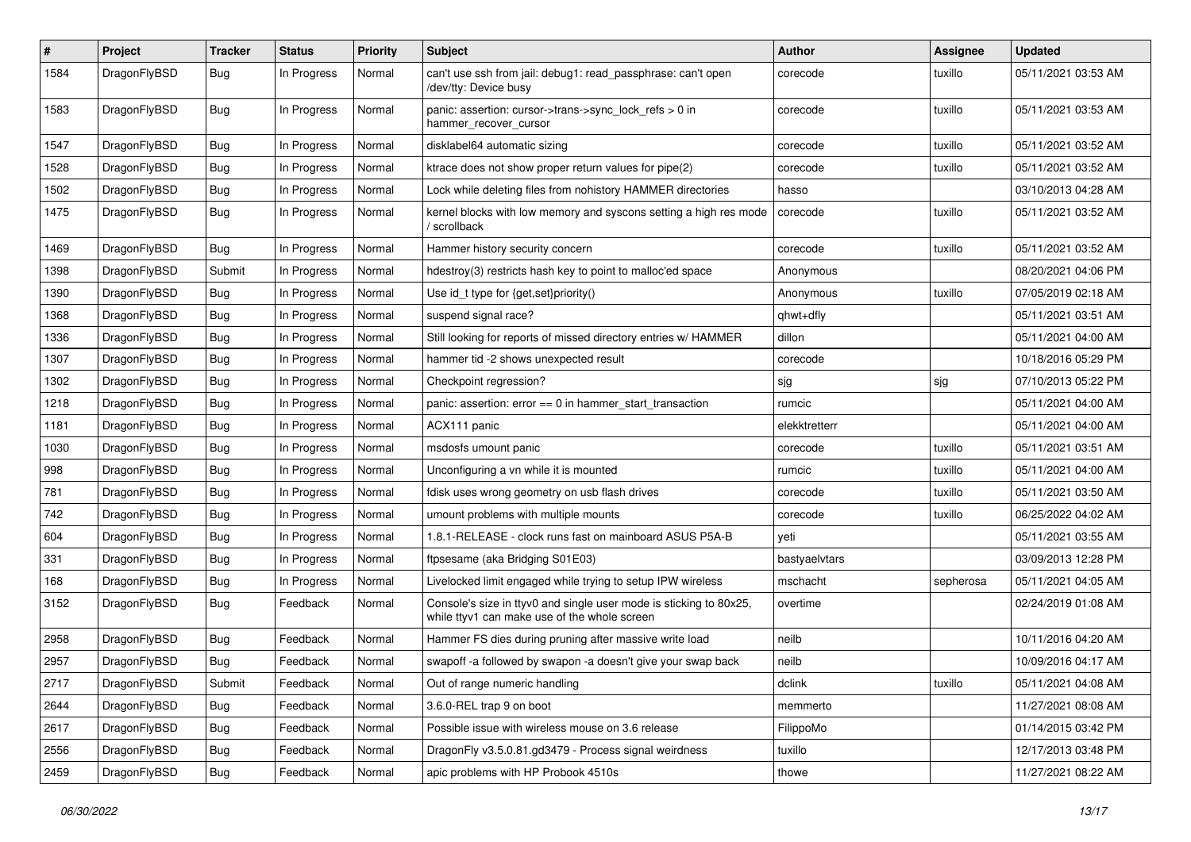| # | Project | Tracker | Status | Priority | Subject | Author | Assignee | Updated |
|---|---|---|---|---|---|---|---|---|
| 1584 | DragonFlyBSD | Bug | In Progress | Normal | can't use ssh from jail: debug1: read_passphrase: can't open /dev/tty: Device busy | corecode | tuxillo | 05/11/2021 03:53 AM |
| 1583 | DragonFlyBSD | Bug | In Progress | Normal | panic: assertion: cursor->trans->sync_lock_refs > 0 in hammer_recover_cursor | corecode | tuxillo | 05/11/2021 03:53 AM |
| 1547 | DragonFlyBSD | Bug | In Progress | Normal | disklabel64 automatic sizing | corecode | tuxillo | 05/11/2021 03:52 AM |
| 1528 | DragonFlyBSD | Bug | In Progress | Normal | ktrace does not show proper return values for pipe(2) | corecode | tuxillo | 05/11/2021 03:52 AM |
| 1502 | DragonFlyBSD | Bug | In Progress | Normal | Lock while deleting files from nohistory HAMMER directories | hasso | | 03/10/2013 04:28 AM |
| 1475 | DragonFlyBSD | Bug | In Progress | Normal | kernel blocks with low memory and syscons setting a high res mode / scrollback | corecode | tuxillo | 05/11/2021 03:52 AM |
| 1469 | DragonFlyBSD | Bug | In Progress | Normal | Hammer history security concern | corecode | tuxillo | 05/11/2021 03:52 AM |
| 1398 | DragonFlyBSD | Submit | In Progress | Normal | hdestroy(3) restricts hash key to point to malloc'ed space | Anonymous | | 08/20/2021 04:06 PM |
| 1390 | DragonFlyBSD | Bug | In Progress | Normal | Use id_t type for {get,set}priority() | Anonymous | tuxillo | 07/05/2019 02:18 AM |
| 1368 | DragonFlyBSD | Bug | In Progress | Normal | suspend signal race? | qhwt+dfly | | 05/11/2021 03:51 AM |
| 1336 | DragonFlyBSD | Bug | In Progress | Normal | Still looking for reports of missed directory entries w/ HAMMER | dillon | | 05/11/2021 04:00 AM |
| 1307 | DragonFlyBSD | Bug | In Progress | Normal | hammer tid -2 shows unexpected result | corecode | | 10/18/2016 05:29 PM |
| 1302 | DragonFlyBSD | Bug | In Progress | Normal | Checkpoint regression? | sjg | sjg | 07/10/2013 05:22 PM |
| 1218 | DragonFlyBSD | Bug | In Progress | Normal | panic: assertion: error == 0 in hammer_start_transaction | rumcic | | 05/11/2021 04:00 AM |
| 1181 | DragonFlyBSD | Bug | In Progress | Normal | ACX111 panic | elekktretterr | | 05/11/2021 04:00 AM |
| 1030 | DragonFlyBSD | Bug | In Progress | Normal | msdosfs umount panic | corecode | tuxillo | 05/11/2021 03:51 AM |
| 998 | DragonFlyBSD | Bug | In Progress | Normal | Unconfiguring a vn while it is mounted | rumcic | tuxillo | 05/11/2021 04:00 AM |
| 781 | DragonFlyBSD | Bug | In Progress | Normal | fdisk uses wrong geometry on usb flash drives | corecode | tuxillo | 05/11/2021 03:50 AM |
| 742 | DragonFlyBSD | Bug | In Progress | Normal | umount problems with multiple mounts | corecode | tuxillo | 06/25/2022 04:02 AM |
| 604 | DragonFlyBSD | Bug | In Progress | Normal | 1.8.1-RELEASE - clock runs fast on mainboard ASUS P5A-B | yeti | | 05/11/2021 03:55 AM |
| 331 | DragonFlyBSD | Bug | In Progress | Normal | ftpsesame (aka Bridging S01E03) | bastyaelvtars | | 03/09/2013 12:28 PM |
| 168 | DragonFlyBSD | Bug | In Progress | Normal | Livelocked limit engaged while trying to setup IPW wireless | mschacht | sepherosa | 05/11/2021 04:05 AM |
| 3152 | DragonFlyBSD | Bug | Feedback | Normal | Console's size in ttyv0 and single user mode is sticking to 80x25, while ttyv1 can make use of the whole screen | overtime | | 02/24/2019 01:08 AM |
| 2958 | DragonFlyBSD | Bug | Feedback | Normal | Hammer FS dies during pruning after massive write load | neilb | | 10/11/2016 04:20 AM |
| 2957 | DragonFlyBSD | Bug | Feedback | Normal | swapoff -a followed by swapon -a doesn't give your swap back | neilb | | 10/09/2016 04:17 AM |
| 2717 | DragonFlyBSD | Submit | Feedback | Normal | Out of range numeric handling | dclink | tuxillo | 05/11/2021 04:08 AM |
| 2644 | DragonFlyBSD | Bug | Feedback | Normal | 3.6.0-REL trap 9 on boot | memmerto | | 11/27/2021 08:08 AM |
| 2617 | DragonFlyBSD | Bug | Feedback | Normal | Possible issue with wireless mouse on 3.6 release | FilippoMo | | 01/14/2015 03:42 PM |
| 2556 | DragonFlyBSD | Bug | Feedback | Normal | DragonFly v3.5.0.81.gd3479 - Process signal weirdness | tuxillo | | 12/17/2013 03:48 PM |
| 2459 | DragonFlyBSD | Bug | Feedback | Normal | apic problems with HP Probook 4510s | thowe | | 11/27/2021 08:22 AM |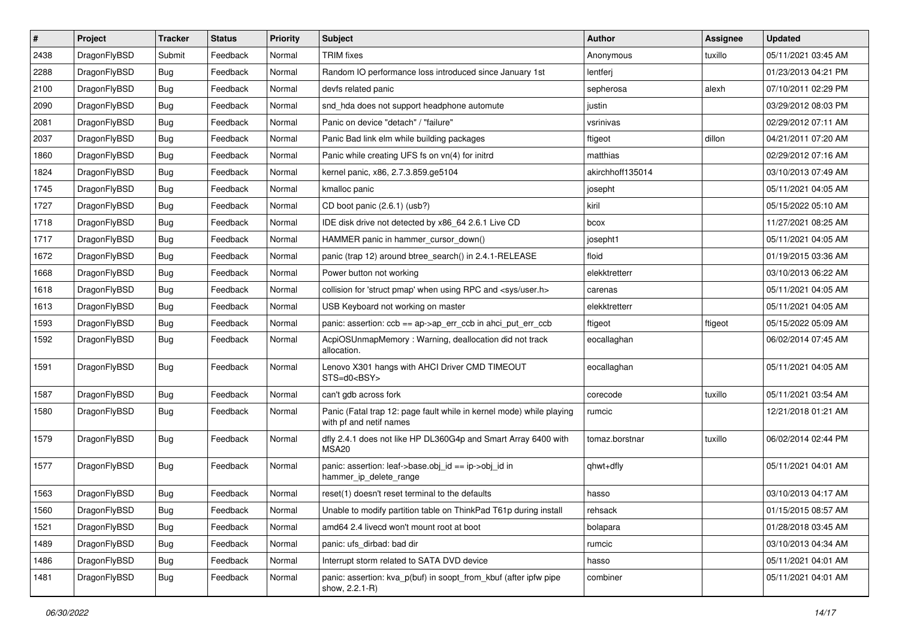| # | Project | Tracker | Status | Priority | Subject | Author | Assignee | Updated |
|---|---|---|---|---|---|---|---|---|
| 2438 | DragonFlyBSD | Submit | Feedback | Normal | TRIM fixes | Anonymous | tuxillo | 05/11/2021 03:45 AM |
| 2288 | DragonFlyBSD | Bug | Feedback | Normal | Random IO performance loss introduced since January 1st | lentferj | | 01/23/2013 04:21 PM |
| 2100 | DragonFlyBSD | Bug | Feedback | Normal | devfs related panic | sepherosa | alexh | 07/10/2011 02:29 PM |
| 2090 | DragonFlyBSD | Bug | Feedback | Normal | snd_hda does not support headphone automute | justin | | 03/29/2012 08:03 PM |
| 2081 | DragonFlyBSD | Bug | Feedback | Normal | Panic on device "detach" / "failure" | vsrinivas | | 02/29/2012 07:11 AM |
| 2037 | DragonFlyBSD | Bug | Feedback | Normal | Panic Bad link elm while building packages | ftigeot | dillon | 04/21/2011 07:20 AM |
| 1860 | DragonFlyBSD | Bug | Feedback | Normal | Panic while creating UFS fs on vn(4) for initrd | matthias | | 02/29/2012 07:16 AM |
| 1824 | DragonFlyBSD | Bug | Feedback | Normal | kernel panic, x86, 2.7.3.859.ge5104 | akirchhoff135014 | | 03/10/2013 07:49 AM |
| 1745 | DragonFlyBSD | Bug | Feedback | Normal | kmalloc panic | josepht | | 05/11/2021 04:05 AM |
| 1727 | DragonFlyBSD | Bug | Feedback | Normal | CD boot panic (2.6.1) (usb?) | kiril | | 05/15/2022 05:10 AM |
| 1718 | DragonFlyBSD | Bug | Feedback | Normal | IDE disk drive not detected by x86_64 2.6.1 Live CD | bcox | | 11/27/2021 08:25 AM |
| 1717 | DragonFlyBSD | Bug | Feedback | Normal | HAMMER panic in hammer_cursor_down() | josepht1 | | 05/11/2021 04:05 AM |
| 1672 | DragonFlyBSD | Bug | Feedback | Normal | panic (trap 12) around btree_search() in 2.4.1-RELEASE | floid | | 01/19/2015 03:36 AM |
| 1668 | DragonFlyBSD | Bug | Feedback | Normal | Power button not working | elekktretterr | | 03/10/2013 06:22 AM |
| 1618 | DragonFlyBSD | Bug | Feedback | Normal | collision for 'struct pmap' when using RPC and <sys/user.h> | carenas | | 05/11/2021 04:05 AM |
| 1613 | DragonFlyBSD | Bug | Feedback | Normal | USB Keyboard not working on master | elekktretterr | | 05/11/2021 04:05 AM |
| 1593 | DragonFlyBSD | Bug | Feedback | Normal | panic: assertion: ccb == ap->ap_err_ccb in ahci_put_err_ccb | ftigeot | ftigeot | 05/15/2022 05:09 AM |
| 1592 | DragonFlyBSD | Bug | Feedback | Normal | AcpiOSUnmapMemory : Warning, deallocation did not track allocation. | eocallaghan | | 06/02/2014 07:45 AM |
| 1591 | DragonFlyBSD | Bug | Feedback | Normal | Lenovo X301 hangs with AHCI Driver CMD TIMEOUT STS=d0<BSY> | eocallaghan | | 05/11/2021 04:05 AM |
| 1587 | DragonFlyBSD | Bug | Feedback | Normal | can't gdb across fork | corecode | tuxillo | 05/11/2021 03:54 AM |
| 1580 | DragonFlyBSD | Bug | Feedback | Normal | Panic (Fatal trap 12: page fault while in kernel mode) while playing with pf and netif names | rumcic | | 12/21/2018 01:21 AM |
| 1579 | DragonFlyBSD | Bug | Feedback | Normal | dfly 2.4.1 does not like HP DL360G4p and Smart Array 6400 with MSA20 | tomaz.borstnar | tuxillo | 06/02/2014 02:44 PM |
| 1577 | DragonFlyBSD | Bug | Feedback | Normal | panic: assertion: leaf->base.obj_id == ip->obj_id in hammer_ip_delete_range | qhwt+dfly | | 05/11/2021 04:01 AM |
| 1563 | DragonFlyBSD | Bug | Feedback | Normal | reset(1) doesn't reset terminal to the defaults | hasso | | 03/10/2013 04:17 AM |
| 1560 | DragonFlyBSD | Bug | Feedback | Normal | Unable to modify partition table on ThinkPad T61p during install | rehsack | | 01/15/2015 08:57 AM |
| 1521 | DragonFlyBSD | Bug | Feedback | Normal | amd64 2.4 livecd won't mount root at boot | bolapara | | 01/28/2018 03:45 AM |
| 1489 | DragonFlyBSD | Bug | Feedback | Normal | panic: ufs_dirbad: bad dir | rumcic | | 03/10/2013 04:34 AM |
| 1486 | DragonFlyBSD | Bug | Feedback | Normal | Interrupt storm related to SATA DVD device | hasso | | 05/11/2021 04:01 AM |
| 1481 | DragonFlyBSD | Bug | Feedback | Normal | panic: assertion: kva_p(buf) in soopt_from_kbuf (after ipfw pipe show, 2.2.1-R) | combiner | | 05/11/2021 04:01 AM |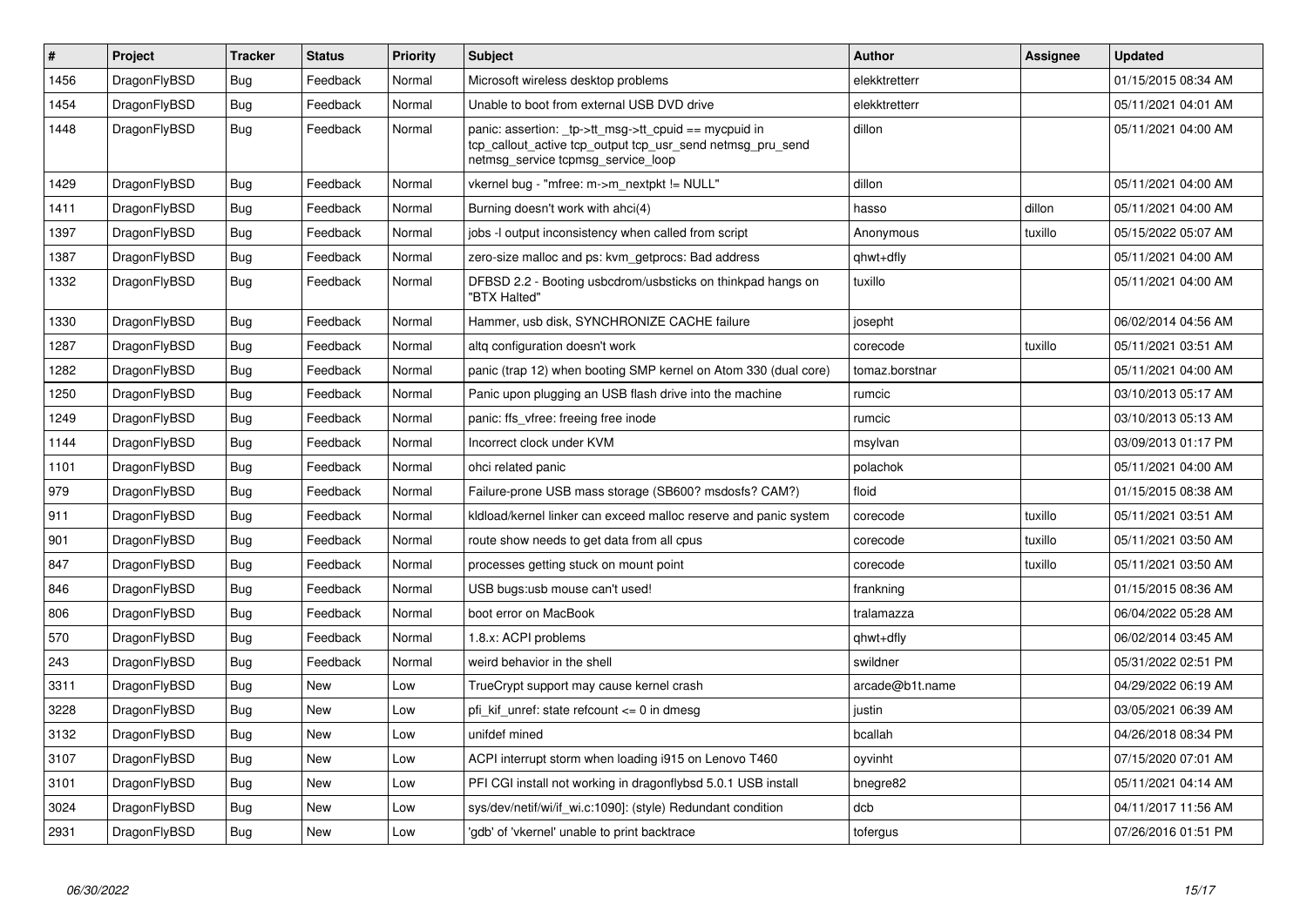| # | Project | Tracker | Status | Priority | Subject | Author | Assignee | Updated |
|---|---|---|---|---|---|---|---|---|
| 1456 | DragonFlyBSD | Bug | Feedback | Normal | Microsoft wireless desktop problems | elekktretterr | | 01/15/2015 08:34 AM |
| 1454 | DragonFlyBSD | Bug | Feedback | Normal | Unable to boot from external USB DVD drive | elekktretterr | | 05/11/2021 04:01 AM |
| 1448 | DragonFlyBSD | Bug | Feedback | Normal | panic: assertion: _tp->tt_msg->tt_cpuid == mycpuid in tcp_callout_active tcp_output tcp_usr_send netmsg_pru_send netmsg_service tcpmsg_service_loop | dillon | | 05/11/2021 04:00 AM |
| 1429 | DragonFlyBSD | Bug | Feedback | Normal | vkernel bug - "mfree: m->m_nextpkt != NULL" | dillon | | 05/11/2021 04:00 AM |
| 1411 | DragonFlyBSD | Bug | Feedback | Normal | Burning doesn't work with ahci(4) | hasso | dillon | 05/11/2021 04:00 AM |
| 1397 | DragonFlyBSD | Bug | Feedback | Normal | jobs -l output inconsistency when called from script | Anonymous | tuxillo | 05/15/2022 05:07 AM |
| 1387 | DragonFlyBSD | Bug | Feedback | Normal | zero-size malloc and ps: kvm_getprocs: Bad address | qhwt+dfly | | 05/11/2021 04:00 AM |
| 1332 | DragonFlyBSD | Bug | Feedback | Normal | DFBSD 2.2 - Booting usbcdrom/usbsticks on thinkpad hangs on "BTX Halted" | tuxillo | | 05/11/2021 04:00 AM |
| 1330 | DragonFlyBSD | Bug | Feedback | Normal | Hammer, usb disk, SYNCHRONIZE CACHE failure | josepht | | 06/02/2014 04:56 AM |
| 1287 | DragonFlyBSD | Bug | Feedback | Normal | altq configuration doesn't work | corecode | tuxillo | 05/11/2021 03:51 AM |
| 1282 | DragonFlyBSD | Bug | Feedback | Normal | panic (trap 12) when booting SMP kernel on Atom 330 (dual core) | tomaz.borstnar | | 05/11/2021 04:00 AM |
| 1250 | DragonFlyBSD | Bug | Feedback | Normal | Panic upon plugging an USB flash drive into the machine | rumcic | | 03/10/2013 05:17 AM |
| 1249 | DragonFlyBSD | Bug | Feedback | Normal | panic: ffs_vfree: freeing free inode | rumcic | | 03/10/2013 05:13 AM |
| 1144 | DragonFlyBSD | Bug | Feedback | Normal | Incorrect clock under KVM | msylvan | | 03/09/2013 01:17 PM |
| 1101 | DragonFlyBSD | Bug | Feedback | Normal | ohci related panic | polachok | | 05/11/2021 04:00 AM |
| 979 | DragonFlyBSD | Bug | Feedback | Normal | Failure-prone USB mass storage (SB600? msdosfs? CAM?) | floid | | 01/15/2015 08:38 AM |
| 911 | DragonFlyBSD | Bug | Feedback | Normal | kldload/kernel linker can exceed malloc reserve and panic system | corecode | tuxillo | 05/11/2021 03:51 AM |
| 901 | DragonFlyBSD | Bug | Feedback | Normal | route show needs to get data from all cpus | corecode | tuxillo | 05/11/2021 03:50 AM |
| 847 | DragonFlyBSD | Bug | Feedback | Normal | processes getting stuck on mount point | corecode | tuxillo | 05/11/2021 03:50 AM |
| 846 | DragonFlyBSD | Bug | Feedback | Normal | USB bugs:usb mouse can't used! | frankning | | 01/15/2015 08:36 AM |
| 806 | DragonFlyBSD | Bug | Feedback | Normal | boot error on MacBook | tralamazza | | 06/04/2022 05:28 AM |
| 570 | DragonFlyBSD | Bug | Feedback | Normal | 1.8.x: ACPI problems | qhwt+dfly | | 06/02/2014 03:45 AM |
| 243 | DragonFlyBSD | Bug | Feedback | Normal | weird behavior in the shell | swildner | | 05/31/2022 02:51 PM |
| 3311 | DragonFlyBSD | Bug | New | Low | TrueCrypt support may cause kernel crash | arcade@b1t.name | | 04/29/2022 06:19 AM |
| 3228 | DragonFlyBSD | Bug | New | Low | pfi_kif_unref: state refcount <= 0 in dmesg | justin | | 03/05/2021 06:39 AM |
| 3132 | DragonFlyBSD | Bug | New | Low | unifdef mined | bcallah | | 04/26/2018 08:34 PM |
| 3107 | DragonFlyBSD | Bug | New | Low | ACPI interrupt storm when loading i915 on Lenovo T460 | oyvinht | | 07/15/2020 07:01 AM |
| 3101 | DragonFlyBSD | Bug | New | Low | PFI CGI install not working in dragonflybsd 5.0.1 USB install | bnegre82 | | 05/11/2021 04:14 AM |
| 3024 | DragonFlyBSD | Bug | New | Low | sys/dev/netif/wi/if_wi.c:1090]: (style) Redundant condition | dcb | | 04/11/2017 11:56 AM |
| 2931 | DragonFlyBSD | Bug | New | Low | 'gdb' of 'vkernel' unable to print backtrace | tofergus | | 07/26/2016 01:51 PM |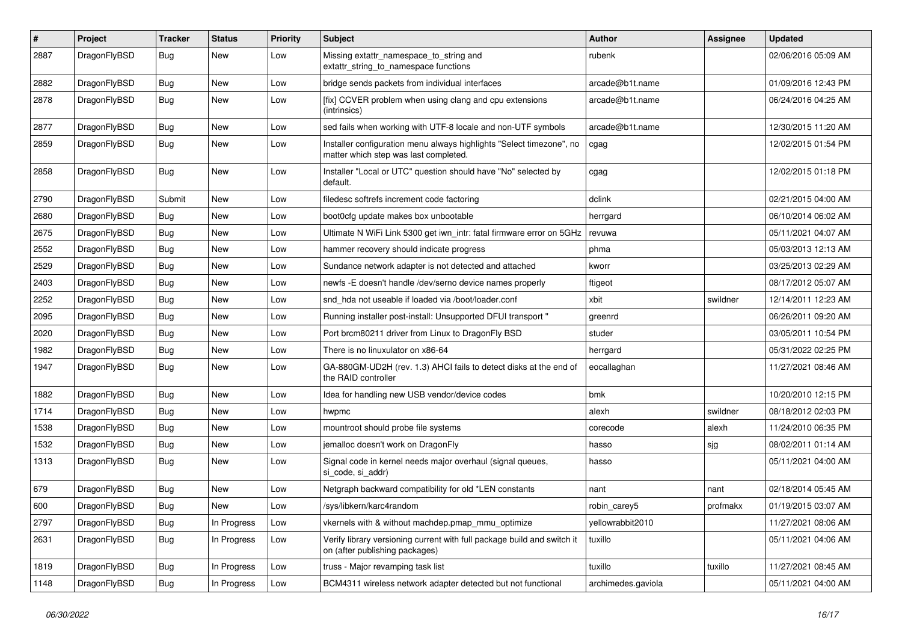| # | Project | Tracker | Status | Priority | Subject | Author | Assignee | Updated |
|---|---|---|---|---|---|---|---|---|
| 2887 | DragonFlyBSD | Bug | New | Low | Missing extattr_namespace_to_string and extattr_string_to_namespace functions | rubenk | | 02/06/2016 05:09 AM |
| 2882 | DragonFlyBSD | Bug | New | Low | bridge sends packets from individual interfaces | arcade@b1t.name | | 01/09/2016 12:43 PM |
| 2878 | DragonFlyBSD | Bug | New | Low | [fix] CCVER problem when using clang and cpu extensions (intrinsics) | arcade@b1t.name | | 06/24/2016 04:25 AM |
| 2877 | DragonFlyBSD | Bug | New | Low | sed fails when working with UTF-8 locale and non-UTF symbols | arcade@b1t.name | | 12/30/2015 11:20 AM |
| 2859 | DragonFlyBSD | Bug | New | Low | Installer configuration menu always highlights "Select timezone", no matter which step was last completed. | cgag | | 12/02/2015 01:54 PM |
| 2858 | DragonFlyBSD | Bug | New | Low | Installer "Local or UTC" question should have "No" selected by default. | cgag | | 12/02/2015 01:18 PM |
| 2790 | DragonFlyBSD | Submit | New | Low | filedesc softrefs increment code factoring | dclink | | 02/21/2015 04:00 AM |
| 2680 | DragonFlyBSD | Bug | New | Low | boot0cfg update makes box unbootable | herrgard | | 06/10/2014 06:02 AM |
| 2675 | DragonFlyBSD | Bug | New | Low | Ultimate N WiFi Link 5300 get iwn_intr: fatal firmware error on 5GHz | revuwa | | 05/11/2021 04:07 AM |
| 2552 | DragonFlyBSD | Bug | New | Low | hammer recovery should indicate progress | phma | | 05/03/2013 12:13 AM |
| 2529 | DragonFlyBSD | Bug | New | Low | Sundance network adapter is not detected and attached | kworr | | 03/25/2013 02:29 AM |
| 2403 | DragonFlyBSD | Bug | New | Low | newfs -E doesn't handle /dev/serno device names properly | ftigeot | | 08/17/2012 05:07 AM |
| 2252 | DragonFlyBSD | Bug | New | Low | snd_hda not useable if loaded via /boot/loader.conf | xbit | swildner | 12/14/2011 12:23 AM |
| 2095 | DragonFlyBSD | Bug | New | Low | Running installer post-install: Unsupported DFUI transport " | greenrd | | 06/26/2011 09:20 AM |
| 2020 | DragonFlyBSD | Bug | New | Low | Port brcm80211 driver from Linux to DragonFly BSD | studer | | 03/05/2011 10:54 PM |
| 1982 | DragonFlyBSD | Bug | New | Low | There is no linuxulator on x86-64 | herrgard | | 05/31/2022 02:25 PM |
| 1947 | DragonFlyBSD | Bug | New | Low | GA-880GM-UD2H (rev. 1.3) AHCI fails to detect disks at the end of the RAID controller | eocallaghan | | 11/27/2021 08:46 AM |
| 1882 | DragonFlyBSD | Bug | New | Low | Idea for handling new USB vendor/device codes | bmk | | 10/20/2010 12:15 PM |
| 1714 | DragonFlyBSD | Bug | New | Low | hwpmc | alexh | swildner | 08/18/2012 02:03 PM |
| 1538 | DragonFlyBSD | Bug | New | Low | mountroot should probe file systems | corecode | alexh | 11/24/2010 06:35 PM |
| 1532 | DragonFlyBSD | Bug | New | Low | jemalloc doesn't work on DragonFly | hasso | sjg | 08/02/2011 01:14 AM |
| 1313 | DragonFlyBSD | Bug | New | Low | Signal code in kernel needs major overhaul (signal queues, si_code, si_addr) | hasso | | 05/11/2021 04:00 AM |
| 679 | DragonFlyBSD | Bug | New | Low | Netgraph backward compatibility for old *LEN constants | nant | nant | 02/18/2014 05:45 AM |
| 600 | DragonFlyBSD | Bug | New | Low | /sys/libkern/karc4random | robin_carey5 | profmakx | 01/19/2015 03:07 AM |
| 2797 | DragonFlyBSD | Bug | In Progress | Low | vkernels with & without machdep.pmap_mmu_optimize | yellowrabbit2010 | | 11/27/2021 08:06 AM |
| 2631 | DragonFlyBSD | Bug | In Progress | Low | Verify library versioning current with full package build and switch it on (after publishing packages) | tuxillo | | 05/11/2021 04:06 AM |
| 1819 | DragonFlyBSD | Bug | In Progress | Low | truss - Major revamping task list | tuxillo | tuxillo | 11/27/2021 08:45 AM |
| 1148 | DragonFlyBSD | Bug | In Progress | Low | BCM4311 wireless network adapter detected but not functional | archimedes.gaviola | | 05/11/2021 04:00 AM |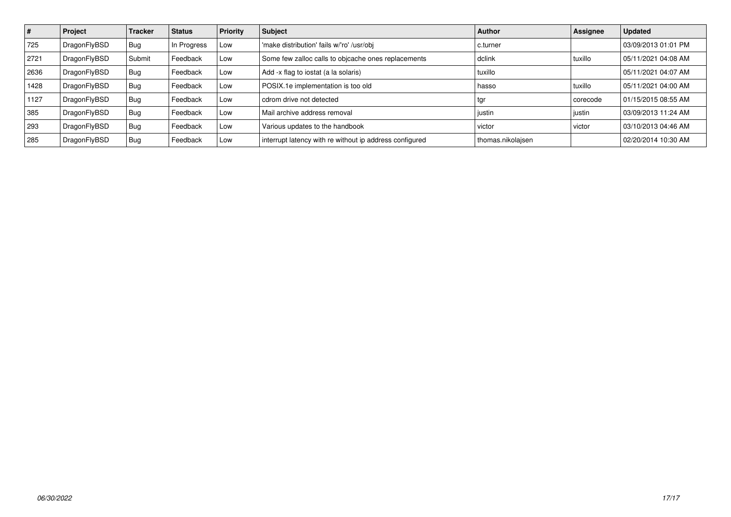| # | Project | Tracker | Status | Priority | Subject | Author | Assignee | Updated |
|---|---|---|---|---|---|---|---|---|
| 725 | DragonFlyBSD | Bug | In Progress | Low | 'make distribution' fails w/'ro' /usr/obj | c.turner | | 03/09/2013 01:01 PM |
| 2721 | DragonFlyBSD | Submit | Feedback | Low | Some few zalloc calls to objcache ones replacements | dclink | tuxillo | 05/11/2021 04:08 AM |
| 2636 | DragonFlyBSD | Bug | Feedback | Low | Add -x flag to iostat (a la solaris) | tuxillo | | 05/11/2021 04:07 AM |
| 1428 | DragonFlyBSD | Bug | Feedback | Low | POSIX.1e implementation is too old | hasso | tuxillo | 05/11/2021 04:00 AM |
| 1127 | DragonFlyBSD | Bug | Feedback | Low | cdrom drive not detected | tgr | corecode | 01/15/2015 08:55 AM |
| 385 | DragonFlyBSD | Bug | Feedback | Low | Mail archive address removal | justin | justin | 03/09/2013 11:24 AM |
| 293 | DragonFlyBSD | Bug | Feedback | Low | Various updates to the handbook | victor | victor | 03/10/2013 04:46 AM |
| 285 | DragonFlyBSD | Bug | Feedback | Low | interrupt latency with re without ip address configured | thomas.nikolajsen | | 02/20/2014 10:30 AM |